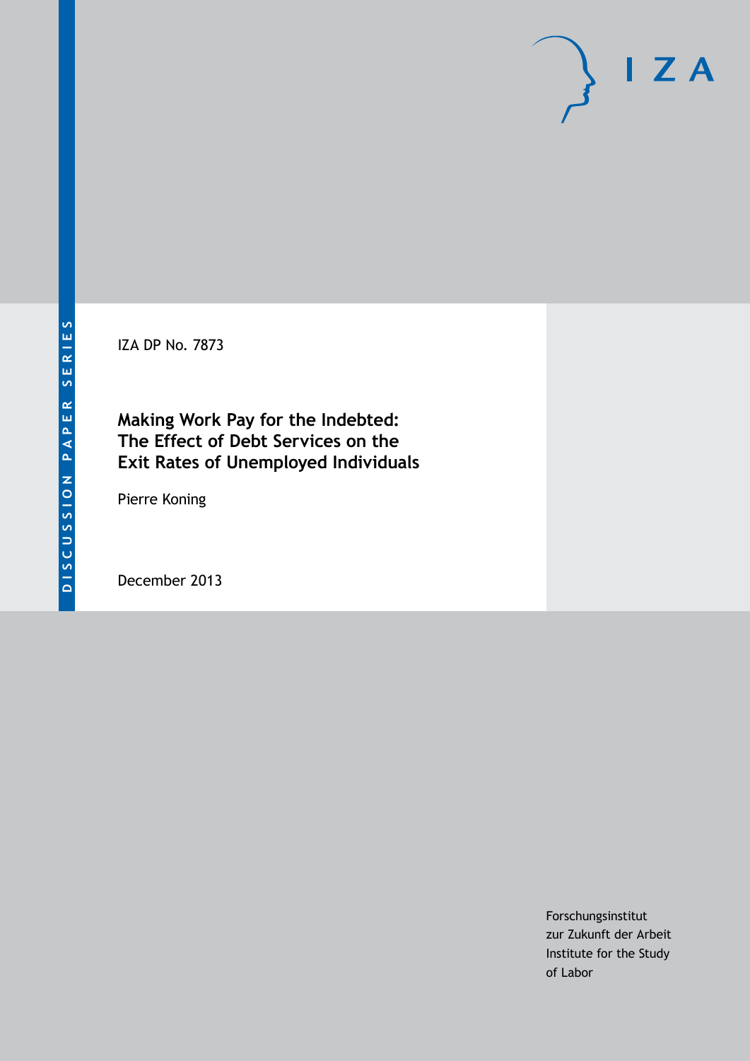DISCUSSION PAPER SERIES

IZA

IZA DP No. 7873

# Making Work Pay for the Indebted: The Effect of Debt Services on the Exit Rates of Unemployed Individuals

Pierre Koning

December 2013

Forschungsinstitut
zur Zukunft der Arbeit
Institute for the Study
of Labor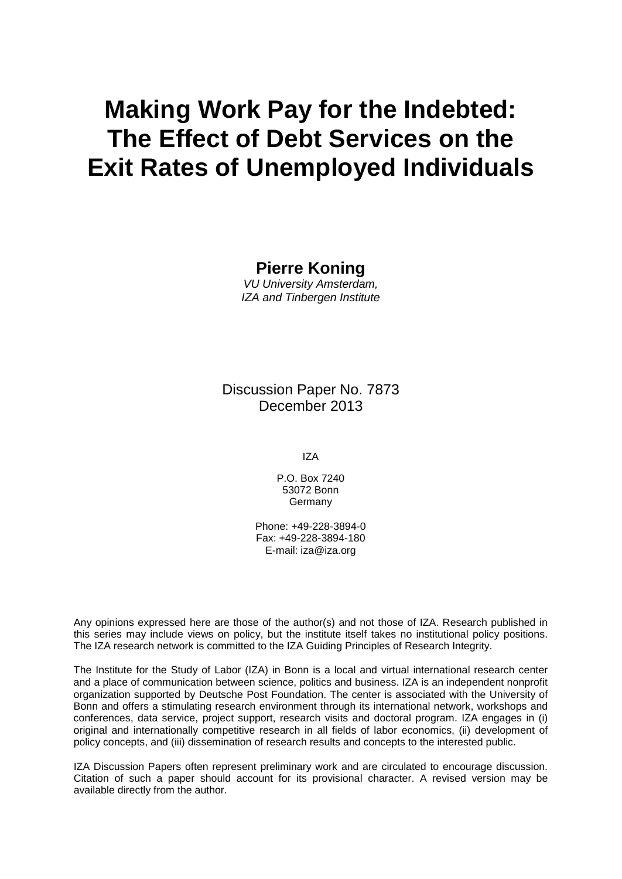# Making Work Pay for the Indebted: The Effect of Debt Services on the Exit Rates of Unemployed Individuals

**Pierre Koning**
*VU University Amsterdam, IZA and Tinbergen Institute*

Discussion Paper No. 7873
December 2013

IZA

P.O. Box 7240
53072 Bonn
Germany

Phone: +49-228-3894-0
Fax: +49-228-3894-180
E-mail: iza@iza.org

Any opinions expressed here are those of the author(s) and not those of IZA. Research published in this series may include views on policy, but the institute itself takes no institutional policy positions. The IZA research network is committed to the IZA Guiding Principles of Research Integrity.

The Institute for the Study of Labor (IZA) in Bonn is a local and virtual international research center and a place of communication between science, politics and business. IZA is an independent nonprofit organization supported by Deutsche Post Foundation. The center is associated with the University of Bonn and offers a stimulating research environment through its international network, workshops and conferences, data service, project support, research visits and doctoral program. IZA engages in (i) original and internationally competitive research in all fields of labor economics, (ii) development of policy concepts, and (iii) dissemination of research results and concepts to the interested public.

IZA Discussion Papers often represent preliminary work and are circulated to encourage discussion. Citation of such a paper should account for its provisional character. A revised version may be available directly from the author.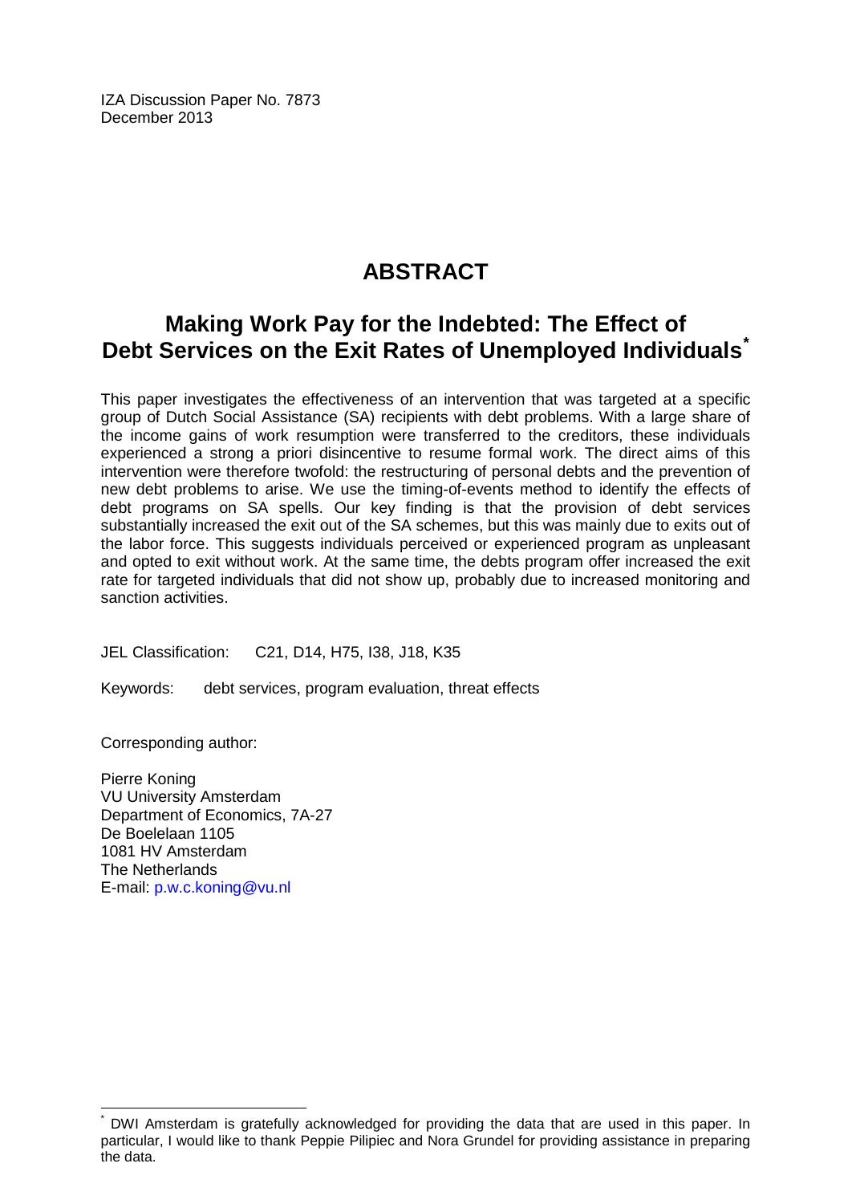IZA Discussion Paper No. 7873
December 2013

# ABSTRACT

## Making Work Pay for the Indebted: The Effect of Debt Services on the Exit Rates of Unemployed Individuals*

This paper investigates the effectiveness of an intervention that was targeted at a specific group of Dutch Social Assistance (SA) recipients with debt problems. With a large share of the income gains of work resumption were transferred to the creditors, these individuals experienced a strong a priori disincentive to resume formal work. The direct aims of this intervention were therefore twofold: the restructuring of personal debts and the prevention of new debt problems to arise. We use the timing-of-events method to identify the effects of debt programs on SA spells. Our key finding is that the provision of debt services substantially increased the exit out of the SA schemes, but this was mainly due to exits out of the labor force. This suggests individuals perceived or experienced program as unpleasant and opted to exit without work. At the same time, the debts program offer increased the exit rate for targeted individuals that did not show up, probably due to increased monitoring and sanction activities.

JEL Classification: C21, D14, H75, I38, J18, K35

Keywords: debt services, program evaluation, threat effects

Corresponding author:

Pierre Koning
VU University Amsterdam
Department of Economics, 7A-27
De Boelelaan 1105
1081 HV Amsterdam
The Netherlands
E-mail: p.w.c.koning@vu.nl

---

* DWI Amsterdam is gratefully acknowledged for providing the data that are used in this paper. In particular, I would like to thank Peppie Pilipiec and Nora Grundel for providing assistance in preparing the data.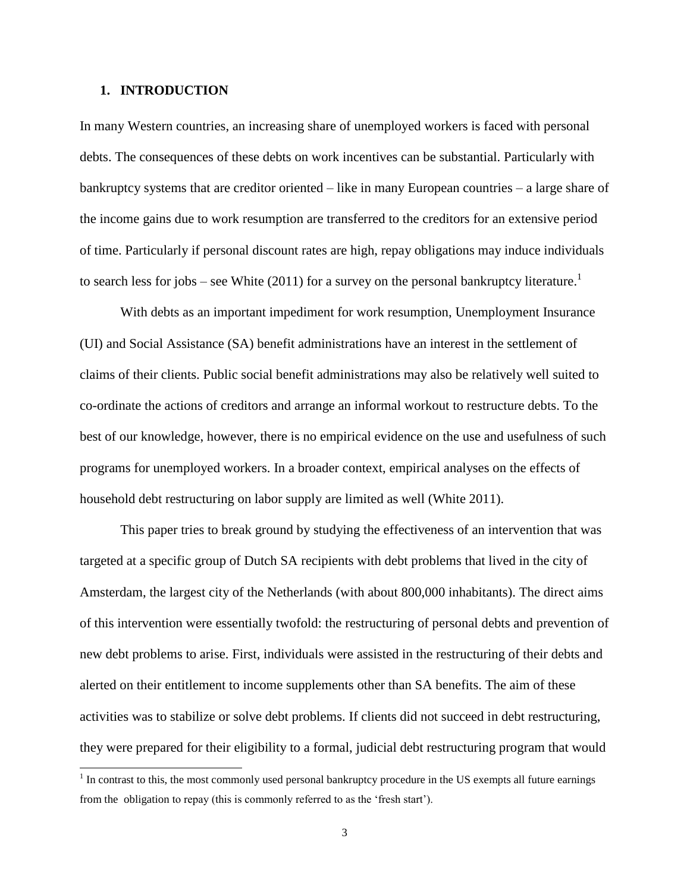## 1. INTRODUCTION

In many Western countries, an increasing share of unemployed workers is faced with personal debts. The consequences of these debts on work incentives can be substantial. Particularly with bankruptcy systems that are creditor oriented – like in many European countries – a large share of the income gains due to work resumption are transferred to the creditors for an extensive period of time. Particularly if personal discount rates are high, repay obligations may induce individuals to search less for jobs – see White (2011) for a survey on the personal bankruptcy literature.[1]

With debts as an important impediment for work resumption, Unemployment Insurance (UI) and Social Assistance (SA) benefit administrations have an interest in the settlement of claims of their clients. Public social benefit administrations may also be relatively well suited to co-ordinate the actions of creditors and arrange an informal workout to restructure debts. To the best of our knowledge, however, there is no empirical evidence on the use and usefulness of such programs for unemployed workers. In a broader context, empirical analyses on the effects of household debt restructuring on labor supply are limited as well (White 2011).

This paper tries to break ground by studying the effectiveness of an intervention that was targeted at a specific group of Dutch SA recipients with debt problems that lived in the city of Amsterdam, the largest city of the Netherlands (with about 800,000 inhabitants). The direct aims of this intervention were essentially twofold: the restructuring of personal debts and prevention of new debt problems to arise. First, individuals were assisted in the restructuring of their debts and alerted on their entitlement to income supplements other than SA benefits. The aim of these activities was to stabilize or solve debt problems. If clients did not succeed in debt restructuring, they were prepared for their eligibility to a formal, judicial debt restructuring program that would

[1] In contrast to this, the most commonly used personal bankruptcy procedure in the US exempts all future earnings from the obligation to repay (this is commonly referred to as the 'fresh start').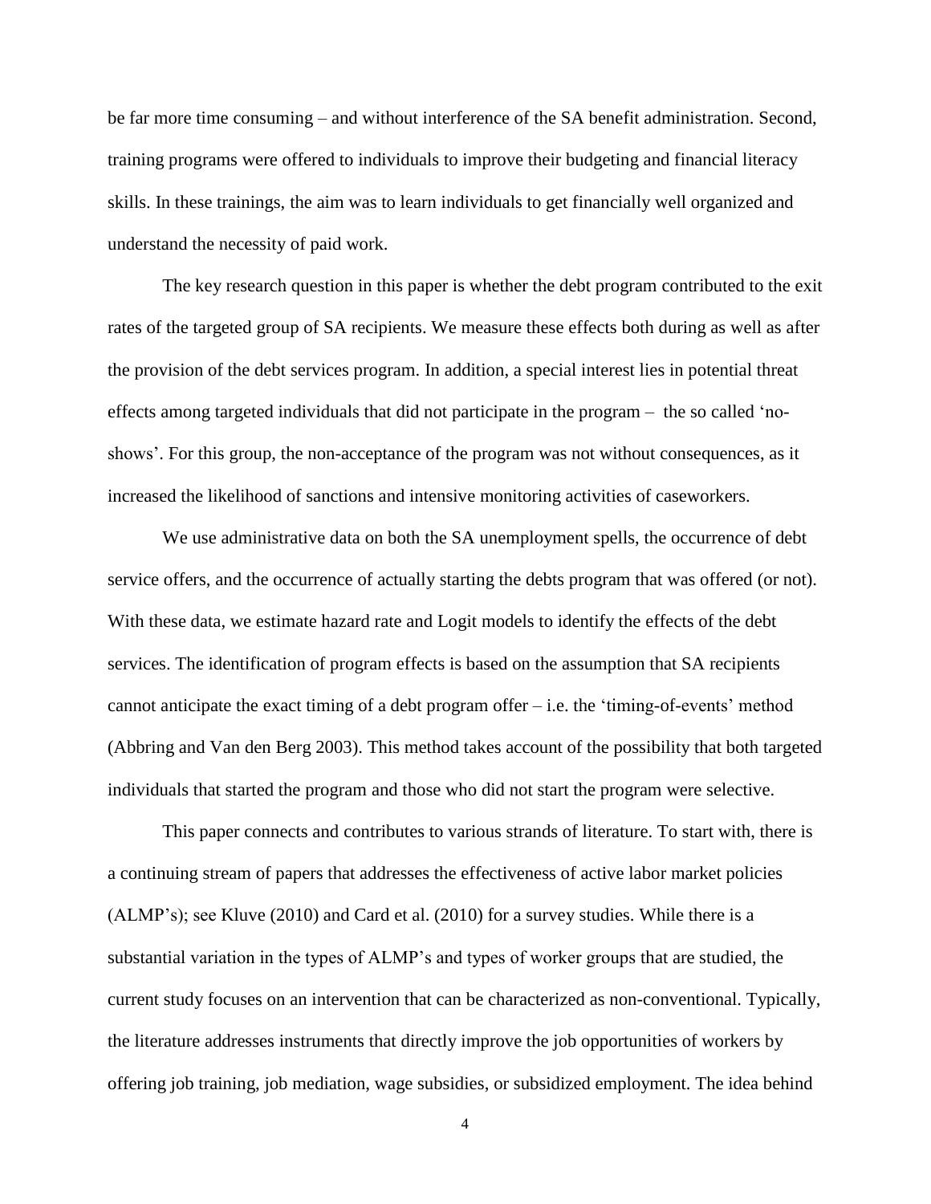be far more time consuming – and without interference of the SA benefit administration. Second, training programs were offered to individuals to improve their budgeting and financial literacy skills. In these trainings, the aim was to learn individuals to get financially well organized and understand the necessity of paid work.

The key research question in this paper is whether the debt program contributed to the exit rates of the targeted group of SA recipients. We measure these effects both during as well as after the provision of the debt services program. In addition, a special interest lies in potential threat effects among targeted individuals that did not participate in the program – the so called 'no-shows'. For this group, the non-acceptance of the program was not without consequences, as it increased the likelihood of sanctions and intensive monitoring activities of caseworkers.

We use administrative data on both the SA unemployment spells, the occurrence of debt service offers, and the occurrence of actually starting the debts program that was offered (or not). With these data, we estimate hazard rate and Logit models to identify the effects of the debt services. The identification of program effects is based on the assumption that SA recipients cannot anticipate the exact timing of a debt program offer – i.e. the 'timing-of-events' method (Abbring and Van den Berg 2003). This method takes account of the possibility that both targeted individuals that started the program and those who did not start the program were selective.

This paper connects and contributes to various strands of literature. To start with, there is a continuing stream of papers that addresses the effectiveness of active labor market policies (ALMP's); see Kluve (2010) and Card et al. (2010) for a survey studies. While there is a substantial variation in the types of ALMP's and types of worker groups that are studied, the current study focuses on an intervention that can be characterized as non-conventional. Typically, the literature addresses instruments that directly improve the job opportunities of workers by offering job training, job mediation, wage subsidies, or subsidized employment. The idea behind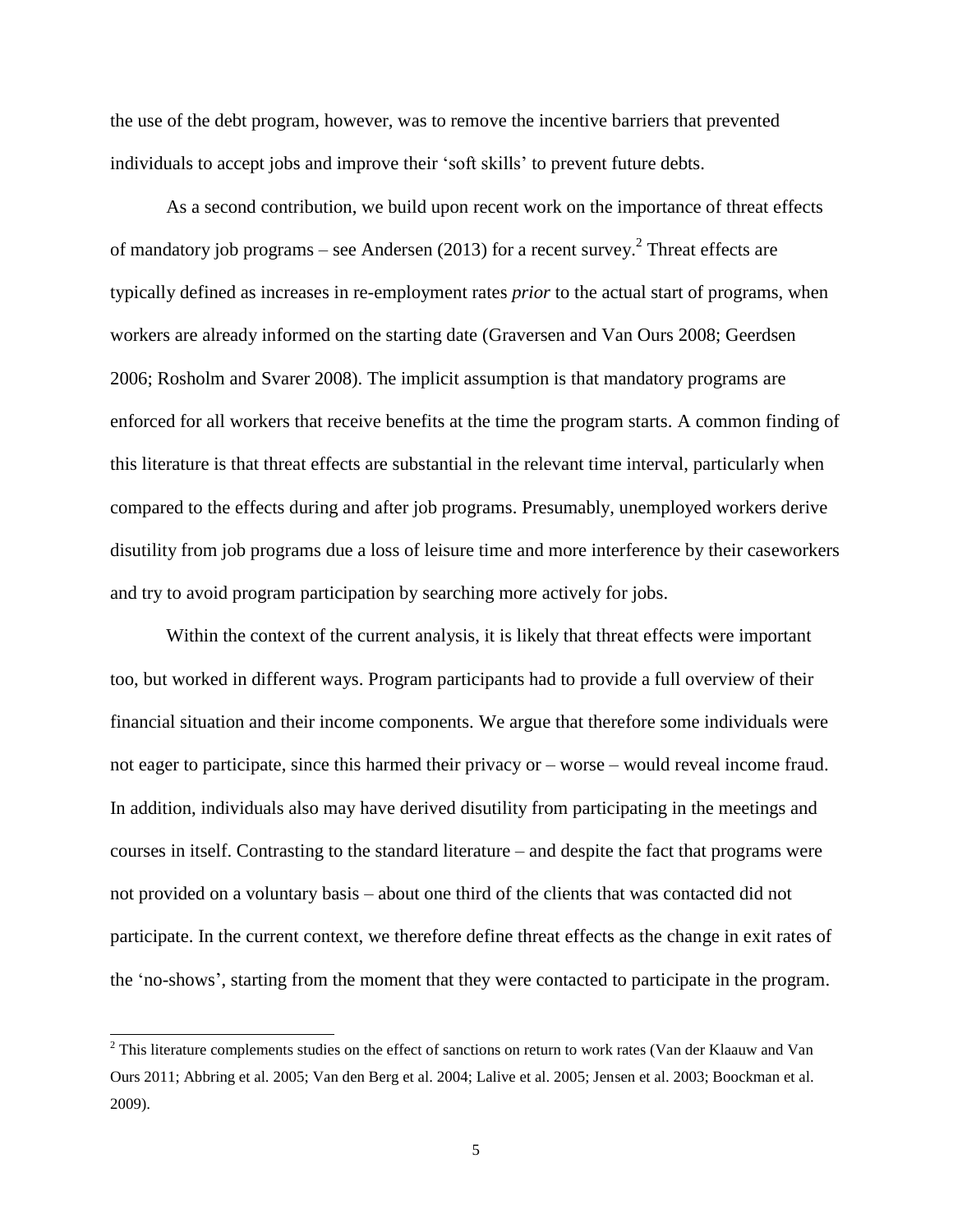the use of the debt program, however, was to remove the incentive barriers that prevented individuals to accept jobs and improve their 'soft skills' to prevent future debts.

As a second contribution, we build upon recent work on the importance of threat effects of mandatory job programs – see Andersen (2013) for a recent survey.[2] Threat effects are typically defined as increases in re-employment rates *prior* to the actual start of programs, when workers are already informed on the starting date (Graversen and Van Ours 2008; Geerdsen 2006; Rosholm and Svarer 2008). The implicit assumption is that mandatory programs are enforced for all workers that receive benefits at the time the program starts. A common finding of this literature is that threat effects are substantial in the relevant time interval, particularly when compared to the effects during and after job programs. Presumably, unemployed workers derive disutility from job programs due a loss of leisure time and more interference by their caseworkers and try to avoid program participation by searching more actively for jobs.

Within the context of the current analysis, it is likely that threat effects were important too, but worked in different ways. Program participants had to provide a full overview of their financial situation and their income components. We argue that therefore some individuals were not eager to participate, since this harmed their privacy or – worse – would reveal income fraud. In addition, individuals also may have derived disutility from participating in the meetings and courses in itself. Contrasting to the standard literature – and despite the fact that programs were not provided on a voluntary basis – about one third of the clients that was contacted did not participate. In the current context, we therefore define threat effects as the change in exit rates of the 'no-shows', starting from the moment that they were contacted to participate in the program.

[2] This literature complements studies on the effect of sanctions on return to work rates (Van der Klaauw and Van Ours 2011; Abbring et al. 2005; Van den Berg et al. 2004; Lalive et al. 2005; Jensen et al. 2003; Boockman et al. 2009).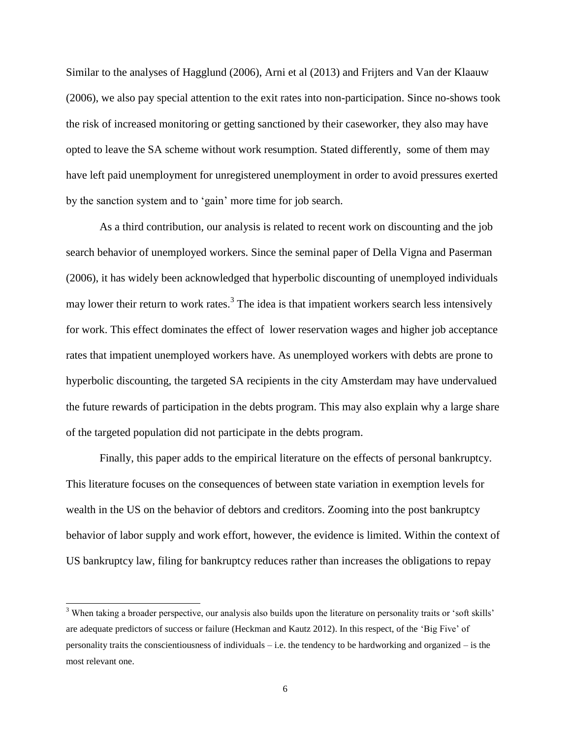Similar to the analyses of Hagglund (2006), Arni et al (2013) and Frijters and Van der Klaauw (2006), we also pay special attention to the exit rates into non-participation. Since no-shows took the risk of increased monitoring or getting sanctioned by their caseworker, they also may have opted to leave the SA scheme without work resumption. Stated differently, some of them may have left paid unemployment for unregistered unemployment in order to avoid pressures exerted by the sanction system and to 'gain' more time for job search.

As a third contribution, our analysis is related to recent work on discounting and the job search behavior of unemployed workers. Since the seminal paper of Della Vigna and Paserman (2006), it has widely been acknowledged that hyperbolic discounting of unemployed individuals may lower their return to work rates.[3] The idea is that impatient workers search less intensively for work. This effect dominates the effect of lower reservation wages and higher job acceptance rates that impatient unemployed workers have. As unemployed workers with debts are prone to hyperbolic discounting, the targeted SA recipients in the city Amsterdam may have undervalued the future rewards of participation in the debts program. This may also explain why a large share of the targeted population did not participate in the debts program.

Finally, this paper adds to the empirical literature on the effects of personal bankruptcy. This literature focuses on the consequences of between state variation in exemption levels for wealth in the US on the behavior of debtors and creditors. Zooming into the post bankruptcy behavior of labor supply and work effort, however, the evidence is limited. Within the context of US bankruptcy law, filing for bankruptcy reduces rather than increases the obligations to repay

[3] When taking a broader perspective, our analysis also builds upon the literature on personality traits or 'soft skills' are adequate predictors of success or failure (Heckman and Kautz 2012). In this respect, of the 'Big Five' of personality traits the conscientiousness of individuals – i.e. the tendency to be hardworking and organized – is the most relevant one.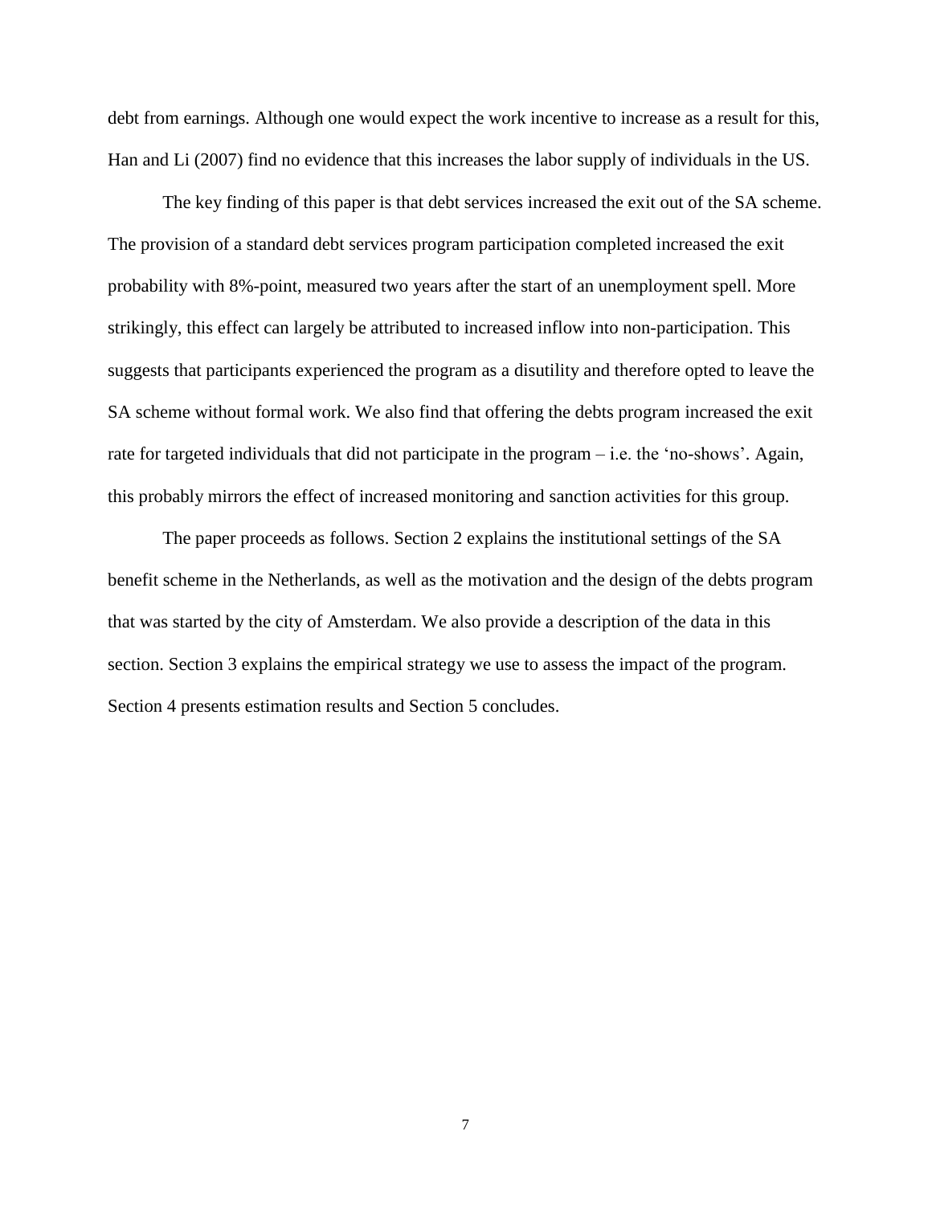debt from earnings. Although one would expect the work incentive to increase as a result for this, Han and Li (2007) find no evidence that this increases the labor supply of individuals in the US.

The key finding of this paper is that debt services increased the exit out of the SA scheme. The provision of a standard debt services program participation completed increased the exit probability with 8%-point, measured two years after the start of an unemployment spell. More strikingly, this effect can largely be attributed to increased inflow into non-participation. This suggests that participants experienced the program as a disutility and therefore opted to leave the SA scheme without formal work. We also find that offering the debts program increased the exit rate for targeted individuals that did not participate in the program – i.e. the 'no-shows'. Again, this probably mirrors the effect of increased monitoring and sanction activities for this group.

The paper proceeds as follows. Section 2 explains the institutional settings of the SA benefit scheme in the Netherlands, as well as the motivation and the design of the debts program that was started by the city of Amsterdam. We also provide a description of the data in this section. Section 3 explains the empirical strategy we use to assess the impact of the program. Section 4 presents estimation results and Section 5 concludes.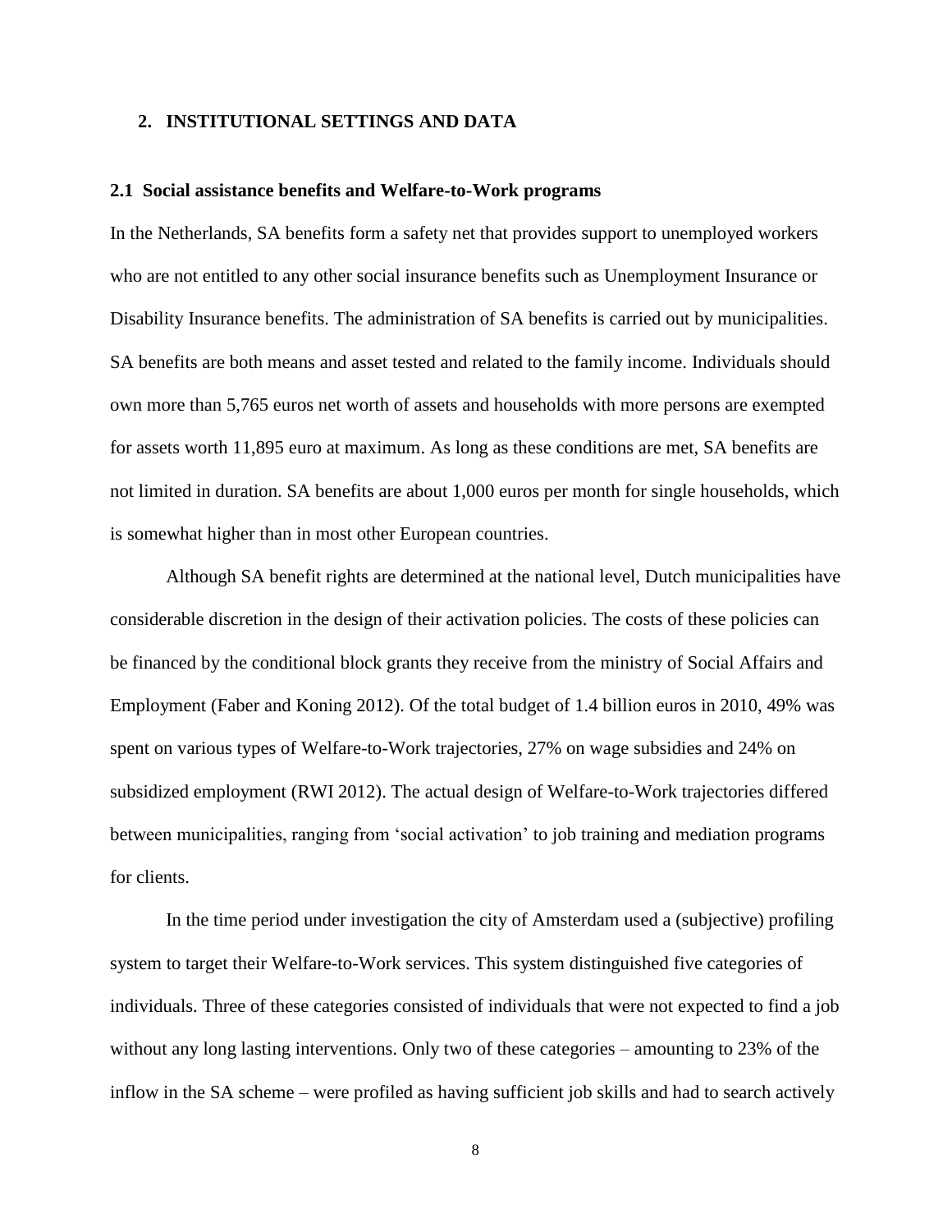## 2. INSTITUTIONAL SETTINGS AND DATA

### 2.1 Social assistance benefits and Welfare-to-Work programs

In the Netherlands, SA benefits form a safety net that provides support to unemployed workers who are not entitled to any other social insurance benefits such as Unemployment Insurance or Disability Insurance benefits. The administration of SA benefits is carried out by municipalities. SA benefits are both means and asset tested and related to the family income. Individuals should own more than 5,765 euros net worth of assets and households with more persons are exempted for assets worth 11,895 euro at maximum. As long as these conditions are met, SA benefits are not limited in duration. SA benefits are about 1,000 euros per month for single households, which is somewhat higher than in most other European countries.

Although SA benefit rights are determined at the national level, Dutch municipalities have considerable discretion in the design of their activation policies. The costs of these policies can be financed by the conditional block grants they receive from the ministry of Social Affairs and Employment (Faber and Koning 2012). Of the total budget of 1.4 billion euros in 2010, 49% was spent on various types of Welfare-to-Work trajectories, 27% on wage subsidies and 24% on subsidized employment (RWI 2012). The actual design of Welfare-to-Work trajectories differed between municipalities, ranging from 'social activation' to job training and mediation programs for clients.

In the time period under investigation the city of Amsterdam used a (subjective) profiling system to target their Welfare-to-Work services. This system distinguished five categories of individuals. Three of these categories consisted of individuals that were not expected to find a job without any long lasting interventions. Only two of these categories – amounting to 23% of the inflow in the SA scheme – were profiled as having sufficient job skills and had to search actively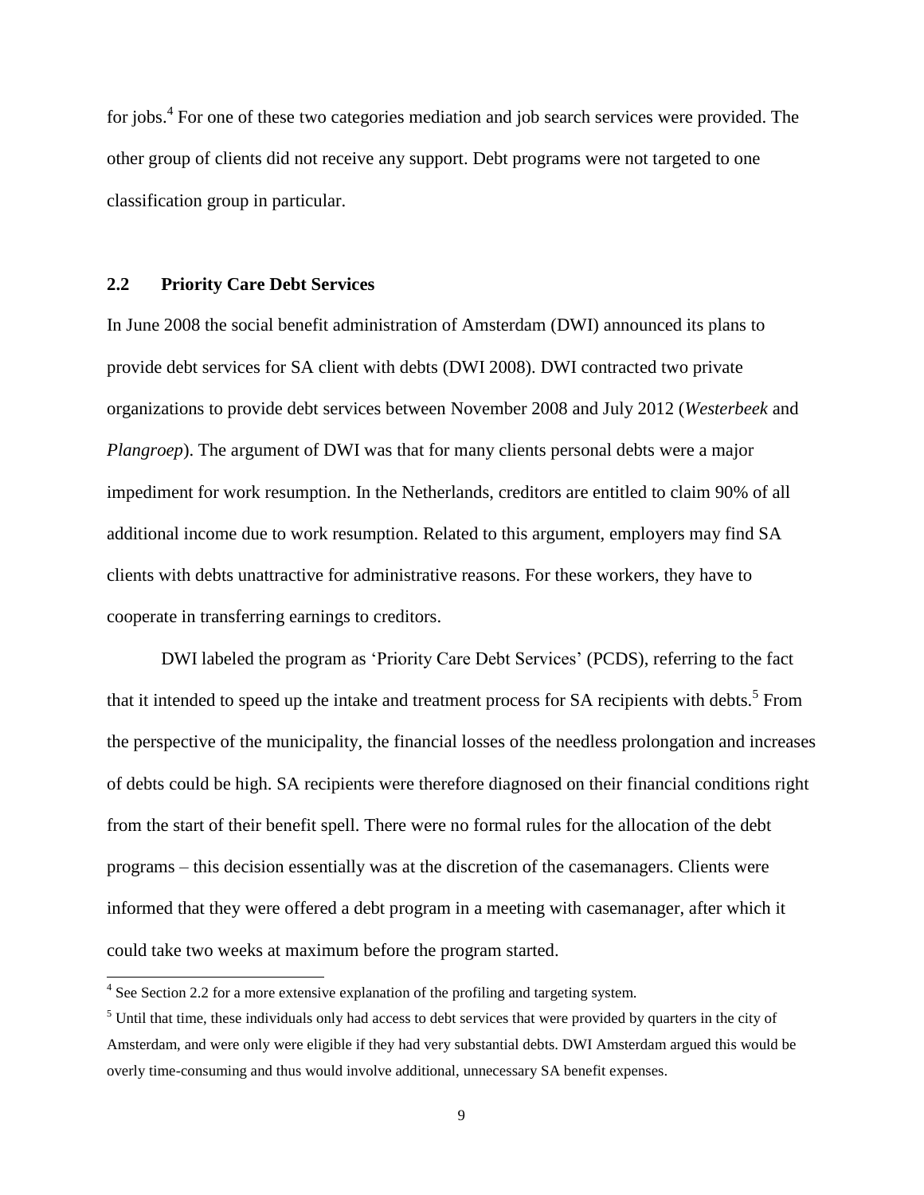for jobs.[4] For one of these two categories mediation and job search services were provided. The other group of clients did not receive any support. Debt programs were not targeted to one classification group in particular.

## 2.2 Priority Care Debt Services

In June 2008 the social benefit administration of Amsterdam (DWI) announced its plans to provide debt services for SA client with debts (DWI 2008). DWI contracted two private organizations to provide debt services between November 2008 and July 2012 (*Westerbeek* and *Plangroep*). The argument of DWI was that for many clients personal debts were a major impediment for work resumption. In the Netherlands, creditors are entitled to claim 90% of all additional income due to work resumption. Related to this argument, employers may find SA clients with debts unattractive for administrative reasons. For these workers, they have to cooperate in transferring earnings to creditors.

DWI labeled the program as 'Priority Care Debt Services' (PCDS), referring to the fact that it intended to speed up the intake and treatment process for SA recipients with debts.[5] From the perspective of the municipality, the financial losses of the needless prolongation and increases of debts could be high. SA recipients were therefore diagnosed on their financial conditions right from the start of their benefit spell. There were no formal rules for the allocation of the debt programs – this decision essentially was at the discretion of the casemanagers. Clients were informed that they were offered a debt program in a meeting with casemanager, after which it could take two weeks at maximum before the program started.

[4] See Section 2.2 for a more extensive explanation of the profiling and targeting system.

[5] Until that time, these individuals only had access to debt services that were provided by quarters in the city of Amsterdam, and were only were eligible if they had very substantial debts. DWI Amsterdam argued this would be overly time-consuming and thus would involve additional, unnecessary SA benefit expenses.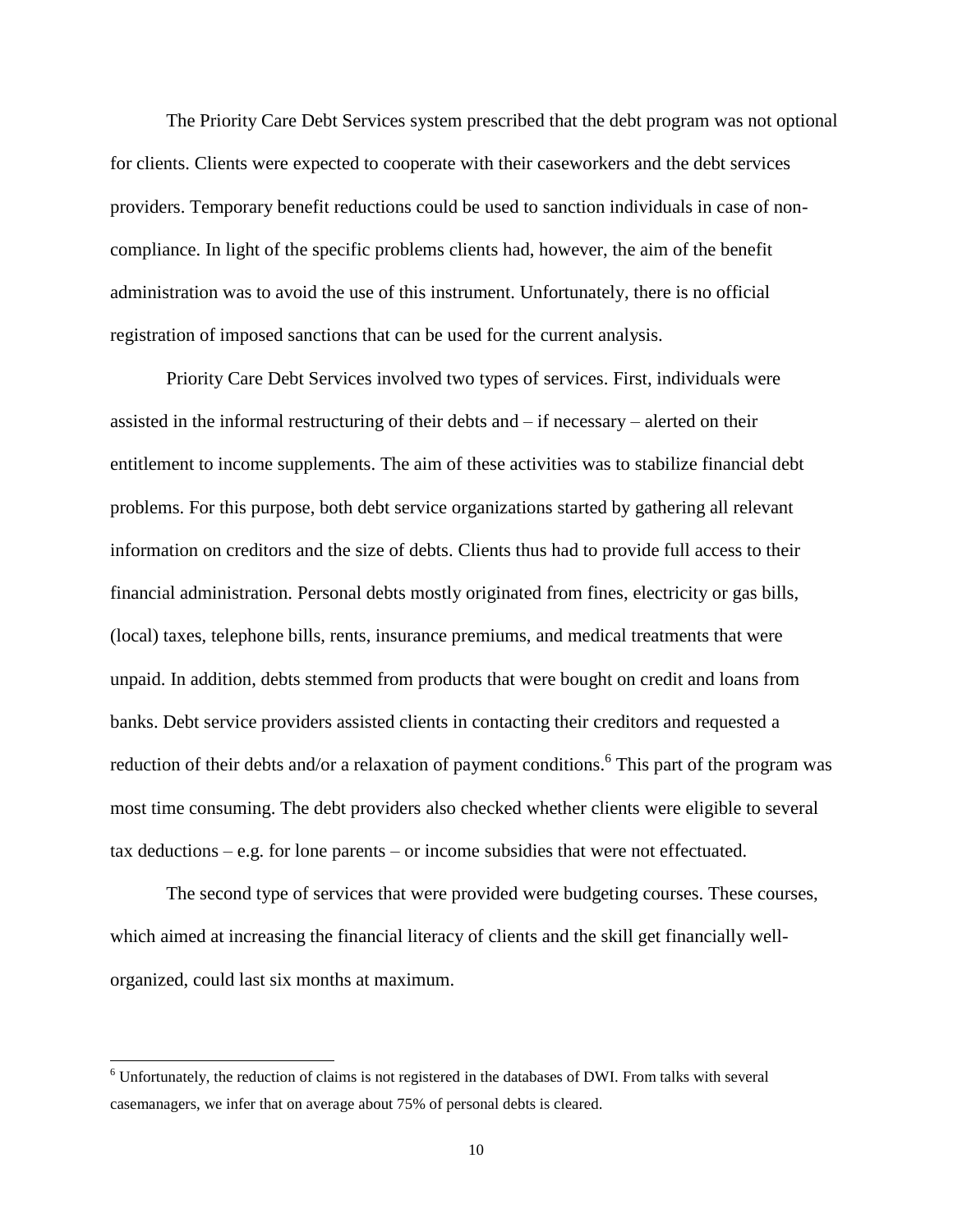The Priority Care Debt Services system prescribed that the debt program was not optional for clients. Clients were expected to cooperate with their caseworkers and the debt services providers. Temporary benefit reductions could be used to sanction individuals in case of non-compliance. In light of the specific problems clients had, however, the aim of the benefit administration was to avoid the use of this instrument. Unfortunately, there is no official registration of imposed sanctions that can be used for the current analysis.

Priority Care Debt Services involved two types of services. First, individuals were assisted in the informal restructuring of their debts and – if necessary – alerted on their entitlement to income supplements. The aim of these activities was to stabilize financial debt problems. For this purpose, both debt service organizations started by gathering all relevant information on creditors and the size of debts. Clients thus had to provide full access to their financial administration. Personal debts mostly originated from fines, electricity or gas bills, (local) taxes, telephone bills, rents, insurance premiums, and medical treatments that were unpaid. In addition, debts stemmed from products that were bought on credit and loans from banks. Debt service providers assisted clients in contacting their creditors and requested a reduction of their debts and/or a relaxation of payment conditions.[6] This part of the program was most time consuming. The debt providers also checked whether clients were eligible to several tax deductions – e.g. for lone parents – or income subsidies that were not effectuated.

The second type of services that were provided were budgeting courses. These courses, which aimed at increasing the financial literacy of clients and the skill get financially well-organized, could last six months at maximum.

[6] Unfortunately, the reduction of claims is not registered in the databases of DWI. From talks with several casemanagers, we infer that on average about 75% of personal debts is cleared.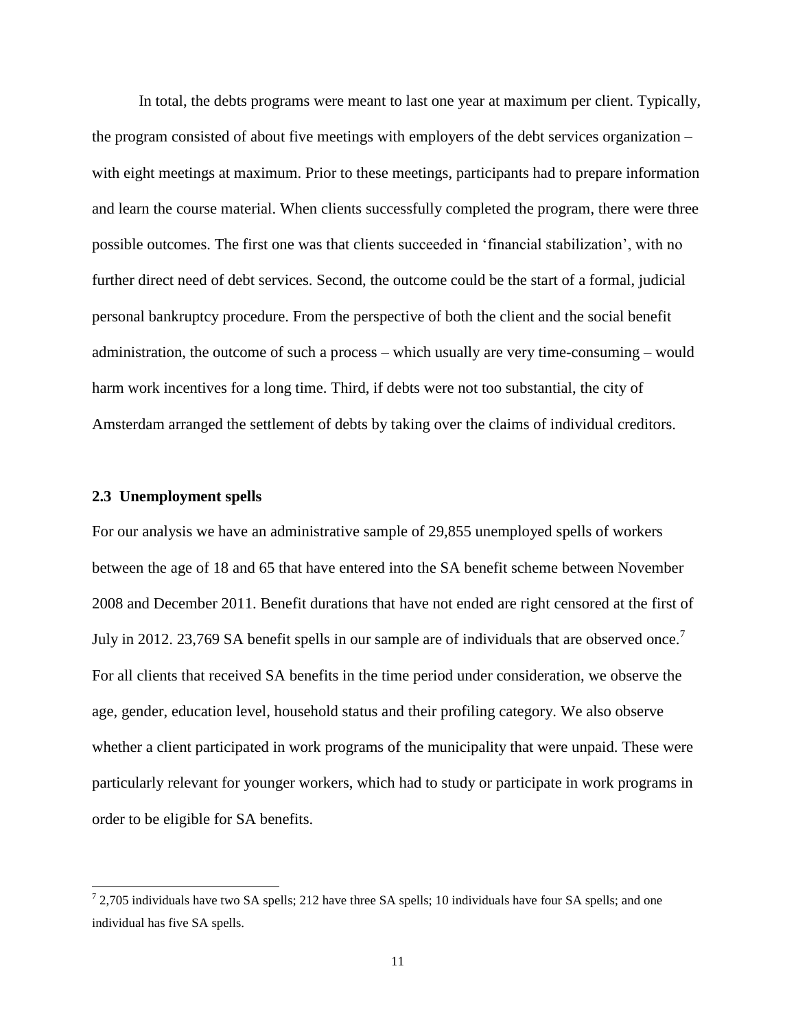In total, the debts programs were meant to last one year at maximum per client. Typically, the program consisted of about five meetings with employers of the debt services organization – with eight meetings at maximum. Prior to these meetings, participants had to prepare information and learn the course material. When clients successfully completed the program, there were three possible outcomes. The first one was that clients succeeded in 'financial stabilization', with no further direct need of debt services. Second, the outcome could be the start of a formal, judicial personal bankruptcy procedure. From the perspective of both the client and the social benefit administration, the outcome of such a process – which usually are very time-consuming – would harm work incentives for a long time. Third, if debts were not too substantial, the city of Amsterdam arranged the settlement of debts by taking over the claims of individual creditors.

### 2.3 Unemployment spells

For our analysis we have an administrative sample of 29,855 unemployed spells of workers between the age of 18 and 65 that have entered into the SA benefit scheme between November 2008 and December 2011. Benefit durations that have not ended are right censored at the first of July in 2012. 23,769 SA benefit spells in our sample are of individuals that are observed once.[7] For all clients that received SA benefits in the time period under consideration, we observe the age, gender, education level, household status and their profiling category. We also observe whether a client participated in work programs of the municipality that were unpaid. These were particularly relevant for younger workers, which had to study or participate in work programs in order to be eligible for SA benefits.

[7] 2,705 individuals have two SA spells; 212 have three SA spells; 10 individuals have four SA spells; and one individual has five SA spells.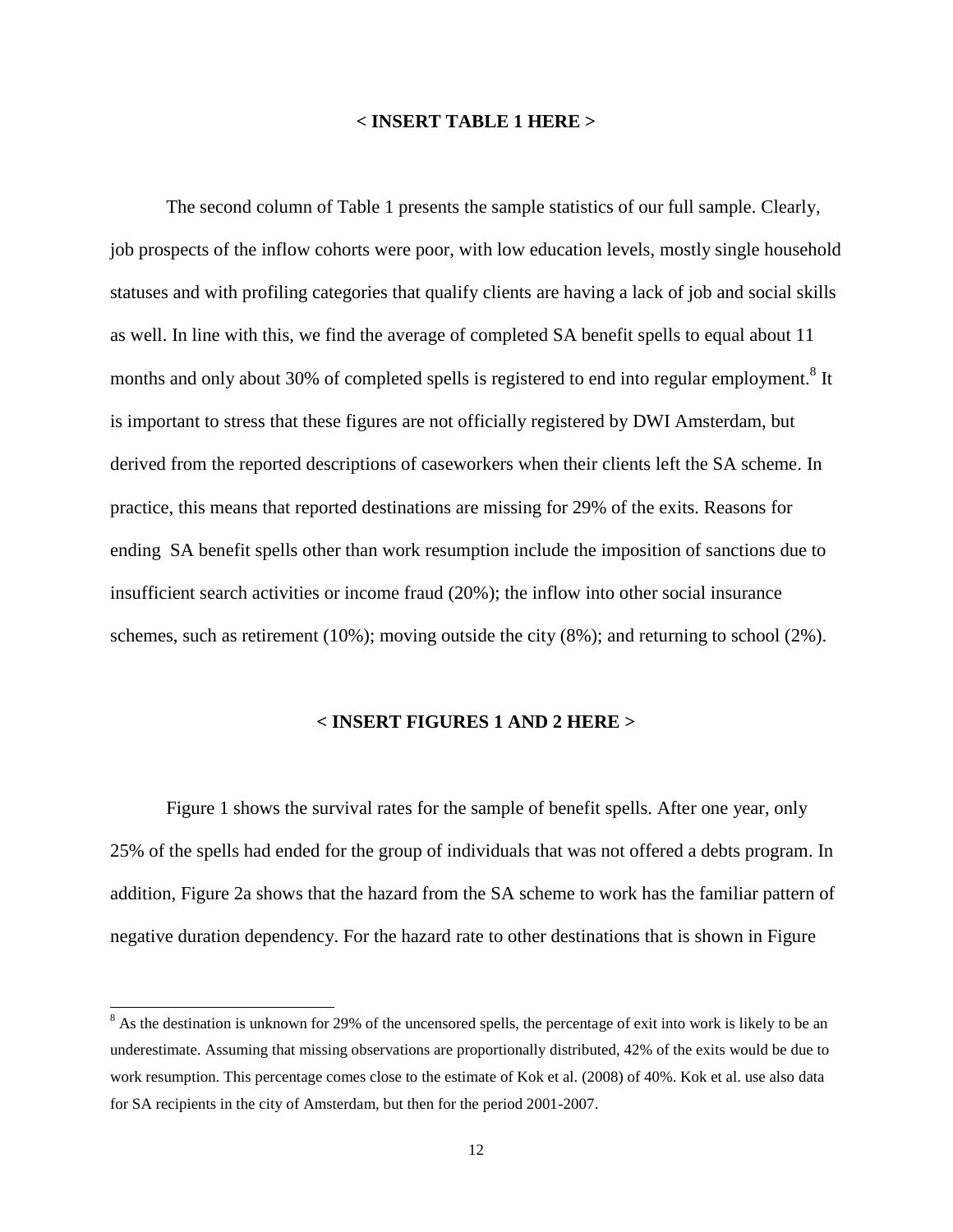**< INSERT TABLE 1 HERE >**

The second column of Table 1 presents the sample statistics of our full sample. Clearly, job prospects of the inflow cohorts were poor, with low education levels, mostly single household statuses and with profiling categories that qualify clients are having a lack of job and social skills as well. In line with this, we find the average of completed SA benefit spells to equal about 11 months and only about 30% of completed spells is registered to end into regular employment.[8] It is important to stress that these figures are not officially registered by DWI Amsterdam, but derived from the reported descriptions of caseworkers when their clients left the SA scheme. In practice, this means that reported destinations are missing for 29% of the exits. Reasons for ending SA benefit spells other than work resumption include the imposition of sanctions due to insufficient search activities or income fraud (20%); the inflow into other social insurance schemes, such as retirement (10%); moving outside the city (8%); and returning to school (2%).

**< INSERT FIGURES 1 AND 2 HERE >**

Figure 1 shows the survival rates for the sample of benefit spells. After one year, only 25% of the spells had ended for the group of individuals that was not offered a debts program. In addition, Figure 2a shows that the hazard from the SA scheme to work has the familiar pattern of negative duration dependency. For the hazard rate to other destinations that is shown in Figure

---

[8] As the destination is unknown for 29% of the uncensored spells, the percentage of exit into work is likely to be an underestimate. Assuming that missing observations are proportionally distributed, 42% of the exits would be due to work resumption. This percentage comes close to the estimate of Kok et al. (2008) of 40%. Kok et al. use also data for SA recipients in the city of Amsterdam, but then for the period 2001-2007.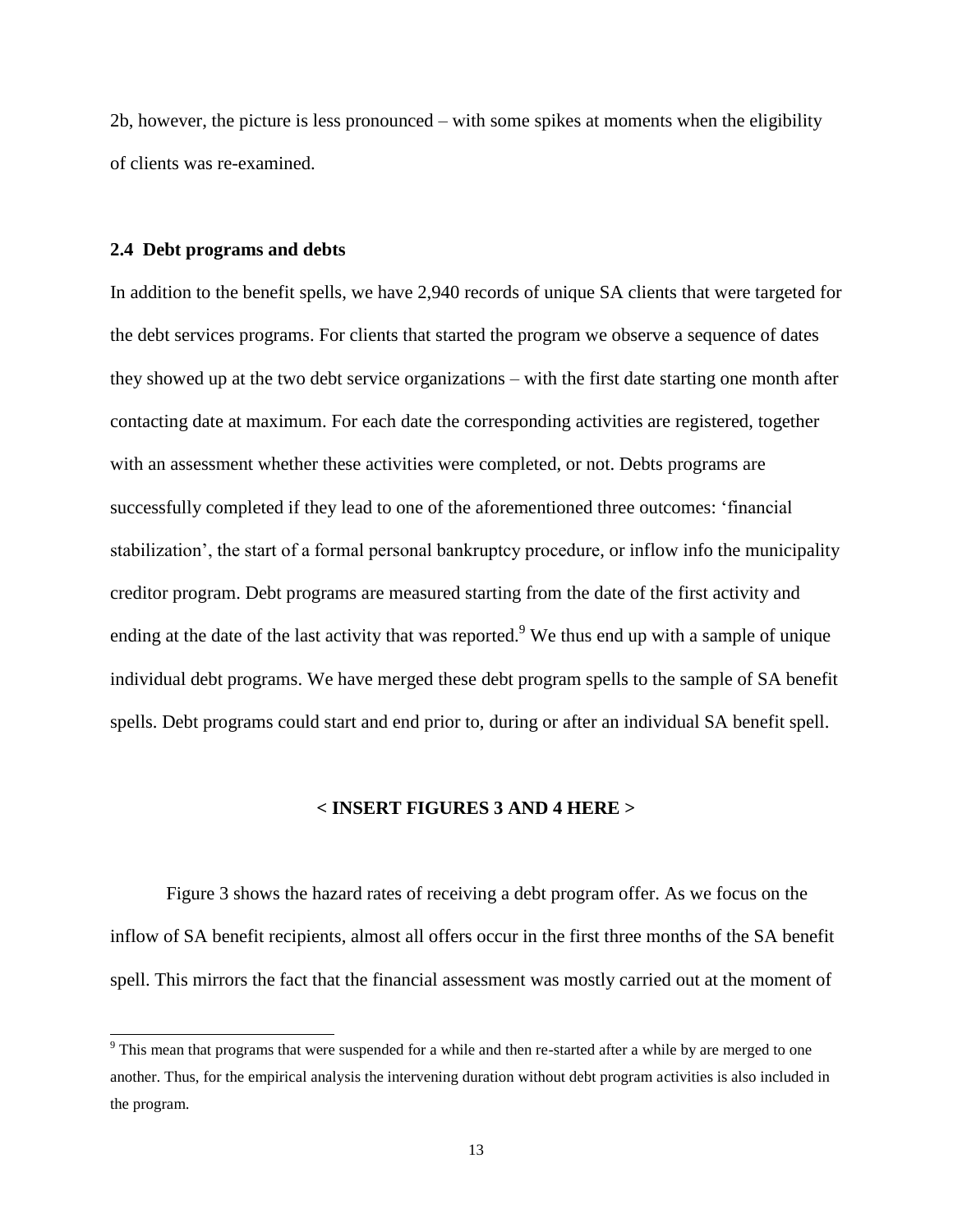2b, however, the picture is less pronounced – with some spikes at moments when the eligibility of clients was re-examined.

### 2.4 Debt programs and debts

In addition to the benefit spells, we have 2,940 records of unique SA clients that were targeted for the debt services programs. For clients that started the program we observe a sequence of dates they showed up at the two debt service organizations – with the first date starting one month after contacting date at maximum. For each date the corresponding activities are registered, together with an assessment whether these activities were completed, or not. Debts programs are successfully completed if they lead to one of the aforementioned three outcomes: 'financial stabilization', the start of a formal personal bankruptcy procedure, or inflow info the municipality creditor program. Debt programs are measured starting from the date of the first activity and ending at the date of the last activity that was reported.[9] We thus end up with a sample of unique individual debt programs. We have merged these debt program spells to the sample of SA benefit spells. Debt programs could start and end prior to, during or after an individual SA benefit spell.

**< INSERT FIGURES 3 AND 4 HERE >**

Figure 3 shows the hazard rates of receiving a debt program offer. As we focus on the inflow of SA benefit recipients, almost all offers occur in the first three months of the SA benefit spell. This mirrors the fact that the financial assessment was mostly carried out at the moment of

[9] This mean that programs that were suspended for a while and then re-started after a while by are merged to one another. Thus, for the empirical analysis the intervening duration without debt program activities is also included in the program.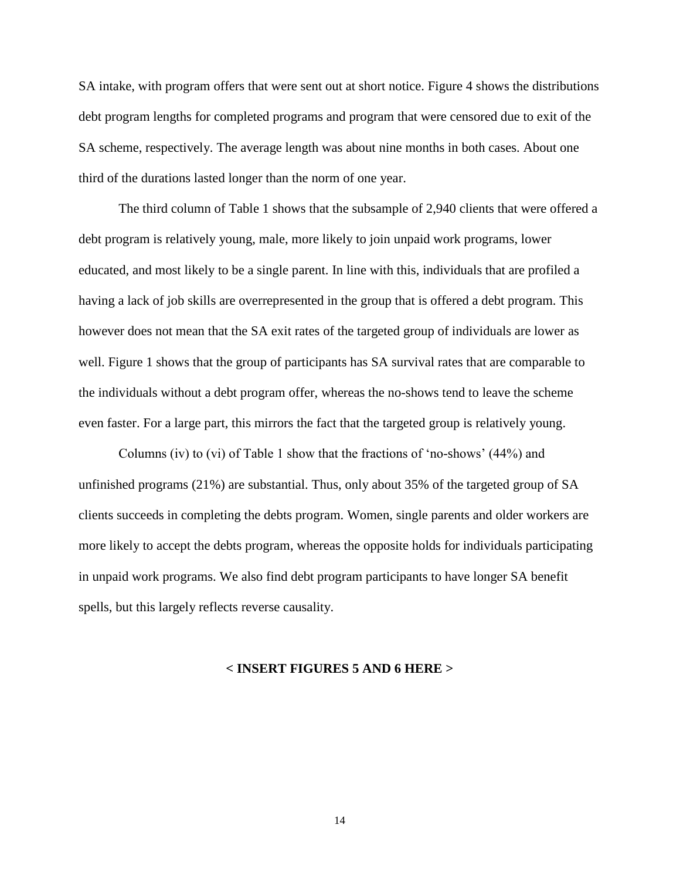SA intake, with program offers that were sent out at short notice. Figure 4 shows the distributions debt program lengths for completed programs and program that were censored due to exit of the SA scheme, respectively. The average length was about nine months in both cases. About one third of the durations lasted longer than the norm of one year.

The third column of Table 1 shows that the subsample of 2,940 clients that were offered a debt program is relatively young, male, more likely to join unpaid work programs, lower educated, and most likely to be a single parent. In line with this, individuals that are profiled a having a lack of job skills are overrepresented in the group that is offered a debt program. This however does not mean that the SA exit rates of the targeted group of individuals are lower as well. Figure 1 shows that the group of participants has SA survival rates that are comparable to the individuals without a debt program offer, whereas the no-shows tend to leave the scheme even faster. For a large part, this mirrors the fact that the targeted group is relatively young.

Columns (iv) to (vi) of Table 1 show that the fractions of 'no-shows' (44%) and unfinished programs (21%) are substantial. Thus, only about 35% of the targeted group of SA clients succeeds in completing the debts program. Women, single parents and older workers are more likely to accept the debts program, whereas the opposite holds for individuals participating in unpaid work programs. We also find debt program participants to have longer SA benefit spells, but this largely reflects reverse causality.

**< INSERT FIGURES 5 AND 6 HERE >**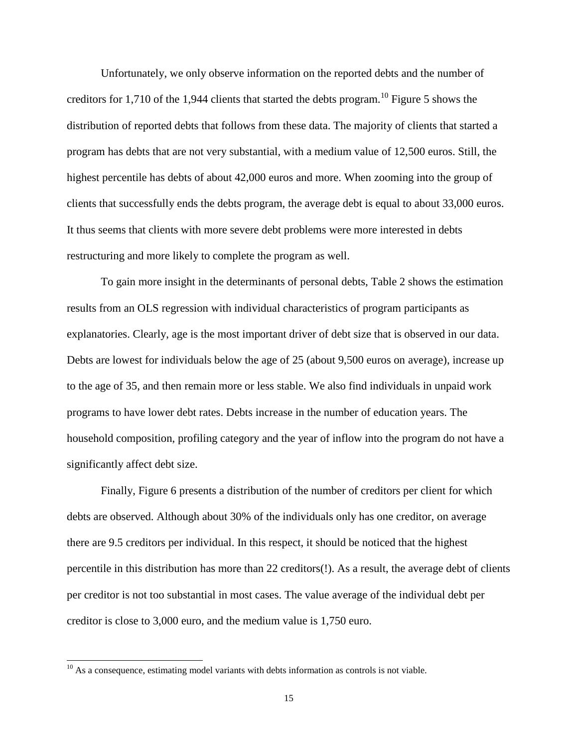Unfortunately, we only observe information on the reported debts and the number of creditors for 1,710 of the 1,944 clients that started the debts program.[10] Figure 5 shows the distribution of reported debts that follows from these data. The majority of clients that started a program has debts that are not very substantial, with a medium value of 12,500 euros. Still, the highest percentile has debts of about 42,000 euros and more. When zooming into the group of clients that successfully ends the debts program, the average debt is equal to about 33,000 euros. It thus seems that clients with more severe debt problems were more interested in debts restructuring and more likely to complete the program as well.

To gain more insight in the determinants of personal debts, Table 2 shows the estimation results from an OLS regression with individual characteristics of program participants as explanatories. Clearly, age is the most important driver of debt size that is observed in our data. Debts are lowest for individuals below the age of 25 (about 9,500 euros on average), increase up to the age of 35, and then remain more or less stable. We also find individuals in unpaid work programs to have lower debt rates. Debts increase in the number of education years. The household composition, profiling category and the year of inflow into the program do not have a significantly affect debt size.

Finally, Figure 6 presents a distribution of the number of creditors per client for which debts are observed. Although about 30% of the individuals only has one creditor, on average there are 9.5 creditors per individual. In this respect, it should be noticed that the highest percentile in this distribution has more than 22 creditors(!). As a result, the average debt of clients per creditor is not too substantial in most cases. The value average of the individual debt per creditor is close to 3,000 euro, and the medium value is 1,750 euro.

[10] As a consequence, estimating model variants with debts information as controls is not viable.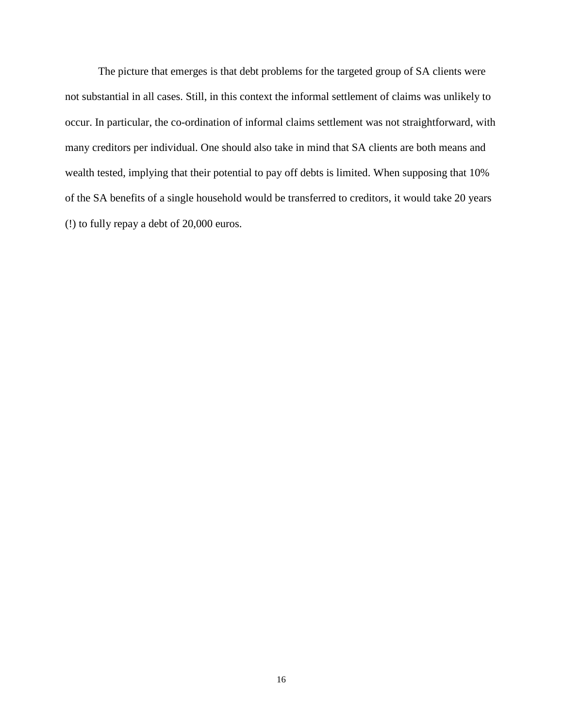The picture that emerges is that debt problems for the targeted group of SA clients were not substantial in all cases. Still, in this context the informal settlement of claims was unlikely to occur. In particular, the co-ordination of informal claims settlement was not straightforward, with many creditors per individual. One should also take in mind that SA clients are both means and wealth tested, implying that their potential to pay off debts is limited. When supposing that 10% of the SA benefits of a single household would be transferred to creditors, it would take 20 years (!) to fully repay a debt of 20,000 euros.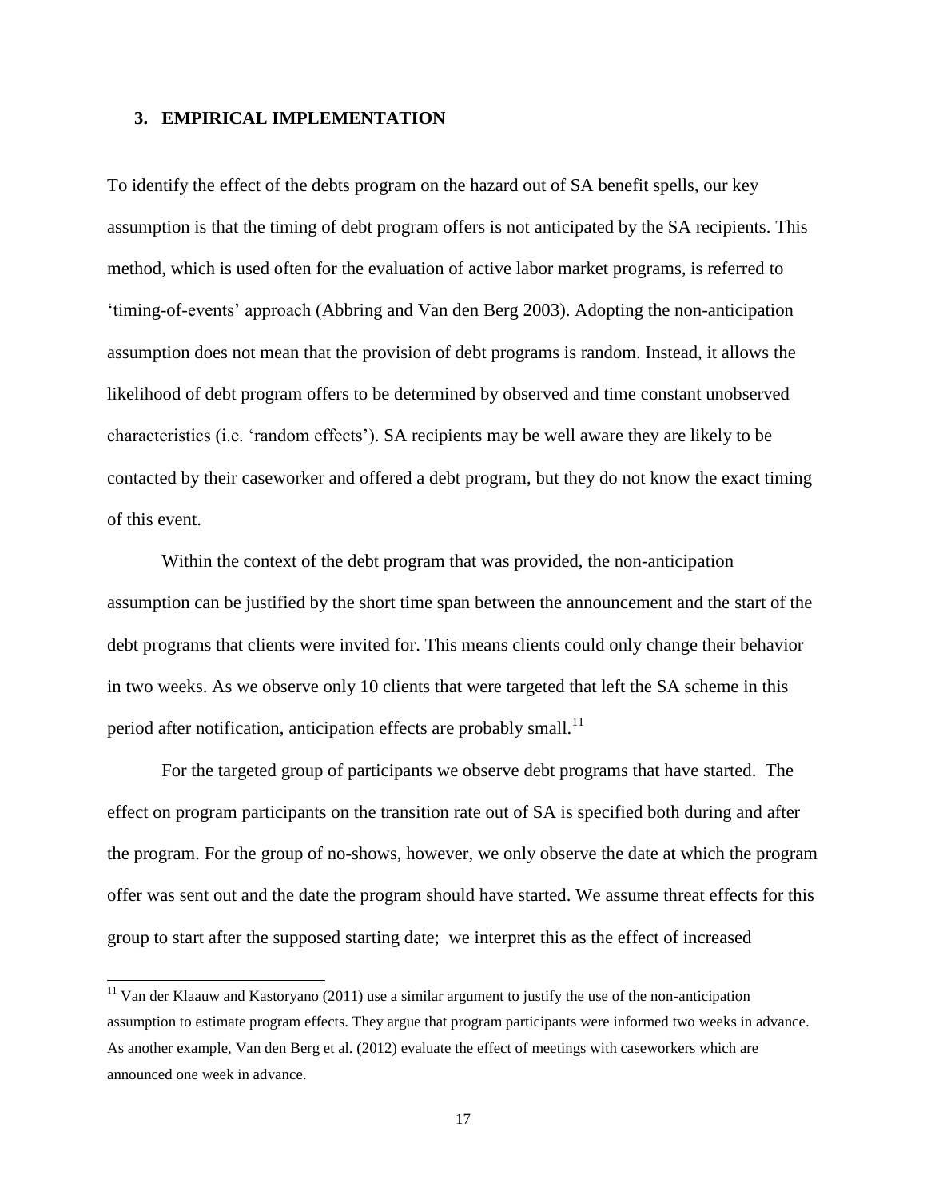## 3. EMPIRICAL IMPLEMENTATION

To identify the effect of the debts program on the hazard out of SA benefit spells, our key assumption is that the timing of debt program offers is not anticipated by the SA recipients. This method, which is used often for the evaluation of active labor market programs, is referred to 'timing-of-events' approach (Abbring and Van den Berg 2003). Adopting the non-anticipation assumption does not mean that the provision of debt programs is random. Instead, it allows the likelihood of debt program offers to be determined by observed and time constant unobserved characteristics (i.e. 'random effects'). SA recipients may be well aware they are likely to be contacted by their caseworker and offered a debt program, but they do not know the exact timing of this event.

Within the context of the debt program that was provided, the non-anticipation assumption can be justified by the short time span between the announcement and the start of the debt programs that clients were invited for. This means clients could only change their behavior in two weeks. As we observe only 10 clients that were targeted that left the SA scheme in this period after notification, anticipation effects are probably small.[11]

For the targeted group of participants we observe debt programs that have started. The effect on program participants on the transition rate out of SA is specified both during and after the program. For the group of no-shows, however, we only observe the date at which the program offer was sent out and the date the program should have started. We assume threat effects for this group to start after the supposed starting date; we interpret this as the effect of increased

[11] Van der Klaauw and Kastoryano (2011) use a similar argument to justify the use of the non-anticipation assumption to estimate program effects. They argue that program participants were informed two weeks in advance. As another example, Van den Berg et al. (2012) evaluate the effect of meetings with caseworkers which are announced one week in advance.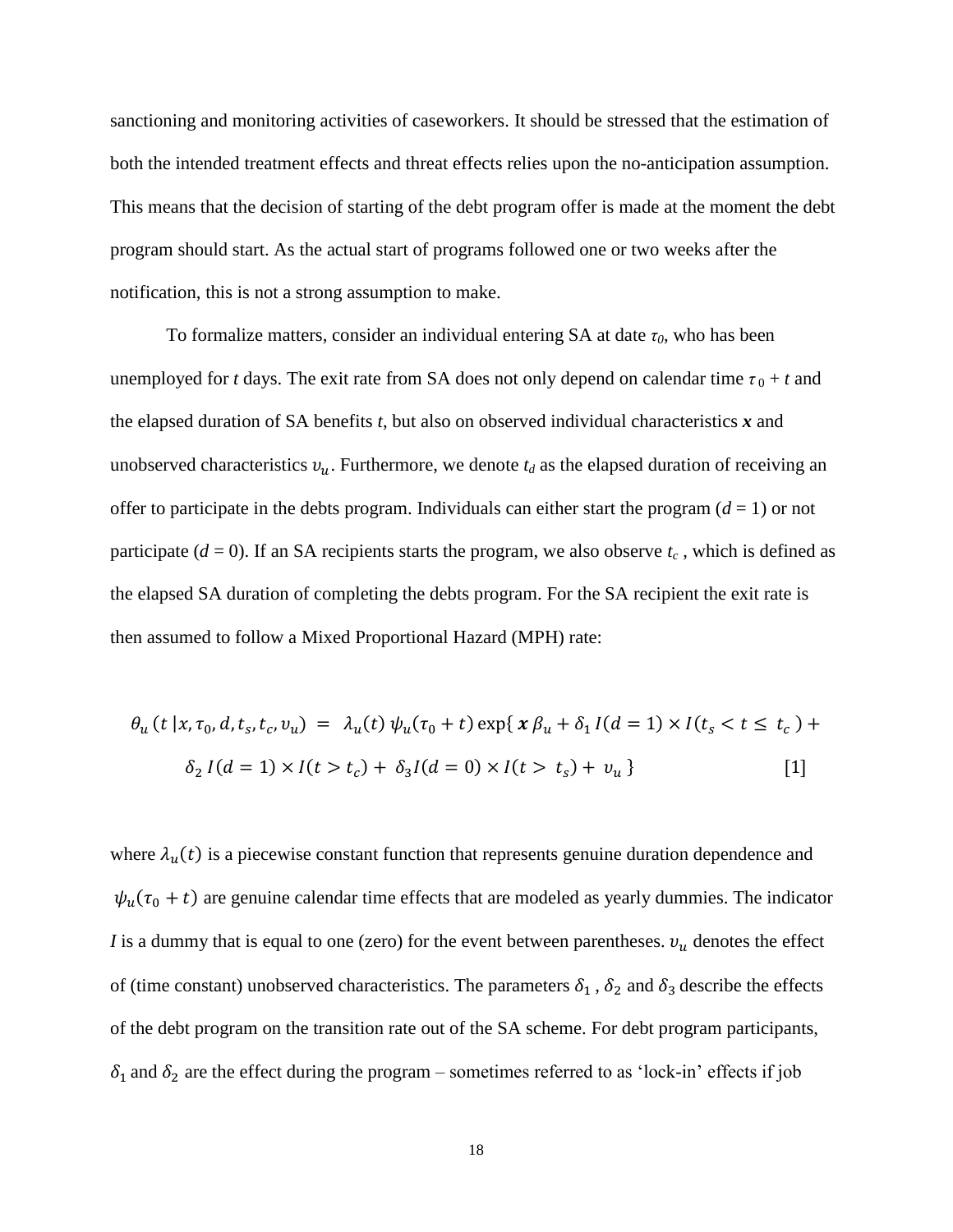sanctioning and monitoring activities of caseworkers. It should be stressed that the estimation of both the intended treatment effects and threat effects relies upon the no-anticipation assumption. This means that the decision of starting of the debt program offer is made at the moment the debt program should start. As the actual start of programs followed one or two weeks after the notification, this is not a strong assumption to make.

To formalize matters, consider an individual entering SA at date $\tau_0$, who has been unemployed for $t$ days. The exit rate from SA does not only depend on calendar time $\tau_0 + t$ and the elapsed duration of SA benefits $t$, but also on observed individual characteristics $\boldsymbol{x}$ and unobserved characteristics $v_u$. Furthermore, we denote $t_d$ as the elapsed duration of receiving an offer to participate in the debts program. Individuals can either start the program ($d$ = 1) or not participate ($d$ = 0). If an SA recipients starts the program, we also observe $t_c$ , which is defined as the elapsed SA duration of completing the debts program. For the SA recipient the exit rate is then assumed to follow a Mixed Proportional Hazard (MPH) rate:

$$\theta_u\,(t\,|x, \tau_0, d, t_s, t_c, v_u) \;=\; \lambda_u(t)\,\psi_u(\tau_0 + t)\exp\{\,\boldsymbol{x}\,\beta_u + \delta_1\, I(d=1) \times I(t_s < t \leq\; t_c\,) + \delta_2\, I(d=1) \times I(t > t_c) +\; \delta_3 I(d=0) \times I(t >\; t_s) +\; v_u\,\} \qquad [1]$$

where $\lambda_u(t)$ is a piecewise constant function that represents genuine duration dependence and $\psi_u(\tau_0 + t)$ are genuine calendar time effects that are modeled as yearly dummies. The indicator $I$ is a dummy that is equal to one (zero) for the event between parentheses. $v_u$ denotes the effect of (time constant) unobserved characteristics. The parameters $\delta_1$ , $\delta_2$ and $\delta_3$ describe the effects of the debt program on the transition rate out of the SA scheme. For debt program participants, $\delta_1$ and $\delta_2$ are the effect during the program – sometimes referred to as 'lock-in' effects if job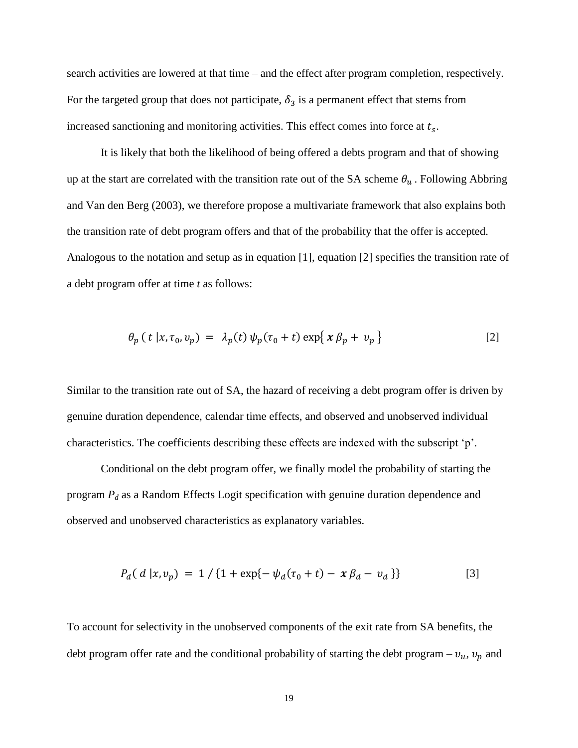search activities are lowered at that time – and the effect after program completion, respectively. For the targeted group that does not participate, $\delta_3$ is a permanent effect that stems from increased sanctioning and monitoring activities. This effect comes into force at $t_s$.

It is likely that both the likelihood of being offered a debts program and that of showing up at the start are correlated with the transition rate out of the SA scheme $\theta_u$ . Following Abbring and Van den Berg (2003), we therefore propose a multivariate framework that also explains both the transition rate of debt program offers and that of the probability that the offer is accepted. Analogous to the notation and setup as in equation [1], equation [2] specifies the transition rate of a debt program offer at time *t* as follows:

$$\theta_p\,(\,t\,|x,\tau_0,\upsilon_p)\;=\;\lambda_p(t)\,\psi_p(\tau_0+t)\,\exp\{\,\boldsymbol{x}\,\beta_p+\,\upsilon_p\,\} \qquad [2]$$

Similar to the transition rate out of SA, the hazard of receiving a debt program offer is driven by genuine duration dependence, calendar time effects, and observed and unobserved individual characteristics. The coefficients describing these effects are indexed with the subscript 'p'.

Conditional on the debt program offer, we finally model the probability of starting the program $P_d$ as a Random Effects Logit specification with genuine duration dependence and observed and unobserved characteristics as explanatory variables.

$$P_d(\,d\,|x,\upsilon_p)\;=\;1\,/\,\{1+\exp\{-\,\psi_d(\tau_0+t)-\,\boldsymbol{x}\,\beta_d-\,\upsilon_d\,\}\} \qquad [3]$$

To account for selectivity in the unobserved components of the exit rate from SA benefits, the debt program offer rate and the conditional probability of starting the debt program – $\upsilon_u$, $\upsilon_p$ and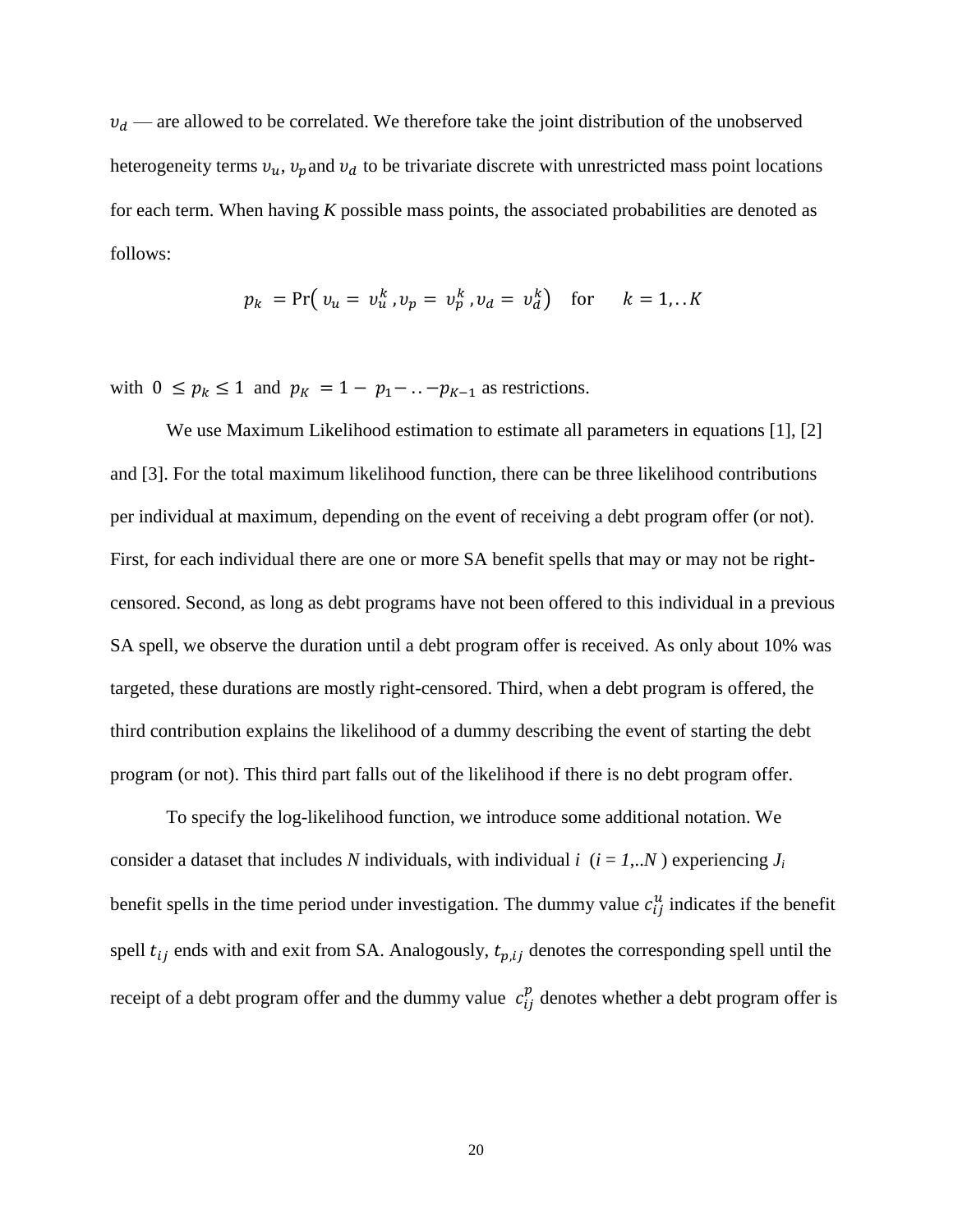$\upsilon_d$ — are allowed to be correlated. We therefore take the joint distribution of the unobserved heterogeneity terms $\upsilon_u$, $\upsilon_p$ and $\upsilon_d$ to be trivariate discrete with unrestricted mass point locations for each term. When having *K* possible mass points, the associated probabilities are denoted as follows:

$$p_k = \Pr\left( \upsilon_u = \upsilon_u^k , \upsilon_p = \upsilon_p^k , \upsilon_d = \upsilon_d^k \right) \quad \text{for} \quad k = 1,..K$$

with $0 \leq p_k \leq 1$ and $p_K = 1 - p_1 - .. - p_{K-1}$ as restrictions.

We use Maximum Likelihood estimation to estimate all parameters in equations [1], [2] and [3]. For the total maximum likelihood function, there can be three likelihood contributions per individual at maximum, depending on the event of receiving a debt program offer (or not). First, for each individual there are one or more SA benefit spells that may or may not be right-censored. Second, as long as debt programs have not been offered to this individual in a previous SA spell, we observe the duration until a debt program offer is received. As only about 10% was targeted, these durations are mostly right-censored. Third, when a debt program is offered, the third contribution explains the likelihood of a dummy describing the event of starting the debt program (or not). This third part falls out of the likelihood if there is no debt program offer.

To specify the log-likelihood function, we introduce some additional notation. We consider a dataset that includes *N* individuals, with individual *i* (*i = 1,..N* ) experiencing $J_i$ benefit spells in the time period under investigation. The dummy value $c_{ij}^u$ indicates if the benefit spell $t_{ij}$ ends with and exit from SA. Analogously, $t_{p,ij}$ denotes the corresponding spell until the receipt of a debt program offer and the dummy value $c_{ij}^p$ denotes whether a debt program offer is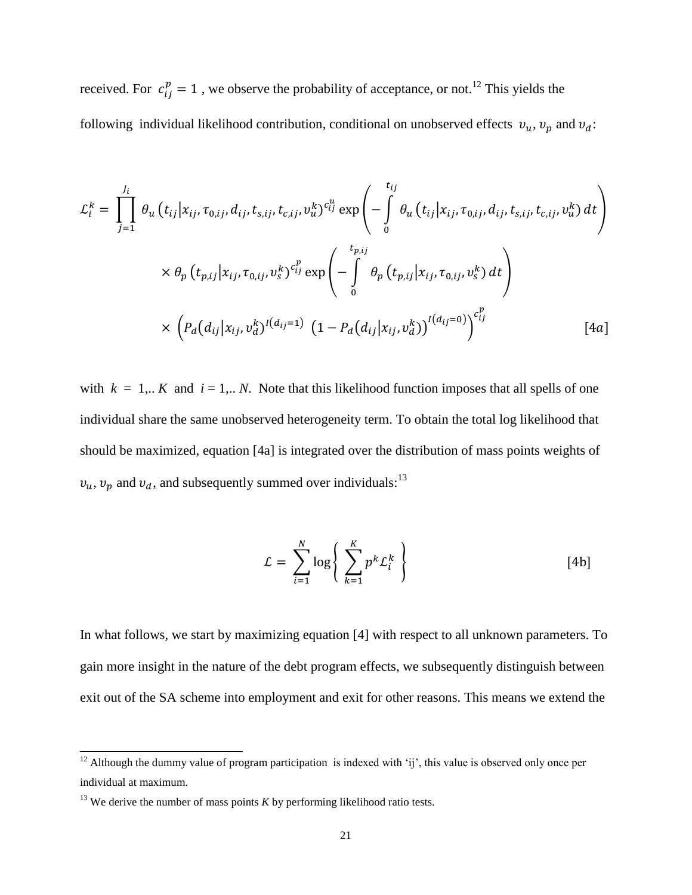received. For $c_{ij}^{p} = 1$ , we observe the probability of acceptance, or not.[12] This yields the following individual likelihood contribution, conditional on unobserved effects $v_u, v_p$ and $v_d$:

$$
\begin{aligned}
\mathcal{L}_i^k = \prod_{j=1}^{J_i} & \theta_u\left(t_{ij}|x_{ij}, \tau_{0,ij}, d_{ij}, t_{s,ij}, t_{c,ij}, v_u^k\right)^{c_{ij}^u} \exp\left(-\int_0^{t_{ij}} \theta_u\left(t_{ij}|x_{ij}, \tau_{0,ij}, d_{ij}, t_{s,ij}, t_{c,ij}, v_u^k\right) dt\right) \\
& \times \theta_p\left(t_{p,ij}|x_{ij}, \tau_{0,ij}, v_s^k\right)^{c_{ij}^p} \exp\left(-\int_0^{t_{p,ij}} \theta_p\left(t_{p,ij}|x_{ij}, \tau_{0,ij}, v_s^k\right) dt\right) \\
& \times \left(P_d\left(d_{ij}|x_{ij}, v_d^k\right)^{I(d_{ij}=1)} \left(1 - P_d\left(d_{ij}|x_{ij}, v_d^k\right)\right)^{I(d_{ij}=0)}\right)^{c_{ij}^p} \qquad [4a]
\end{aligned}
$$

with $k = 1,.. K$ and $i = 1,.. N$. Note that this likelihood function imposes that all spells of one individual share the same unobserved heterogeneity term. To obtain the total log likelihood that should be maximized, equation [4a] is integrated over the distribution of mass points weights of $v_u, v_p$ and $v_d$, and subsequently summed over individuals:[13]

$$
\mathcal{L} = \sum_{i=1}^{N} \log\left\{ \sum_{k=1}^{K} p^k \mathcal{L}_i^k \right\} \qquad [4b]
$$

In what follows, we start by maximizing equation [4] with respect to all unknown parameters. To gain more insight in the nature of the debt program effects, we subsequently distinguish between exit out of the SA scheme into employment and exit for other reasons. This means we extend the

[12] Although the dummy value of program participation is indexed with 'ij', this value is observed only once per individual at maximum.

[13] We derive the number of mass points *K* by performing likelihood ratio tests.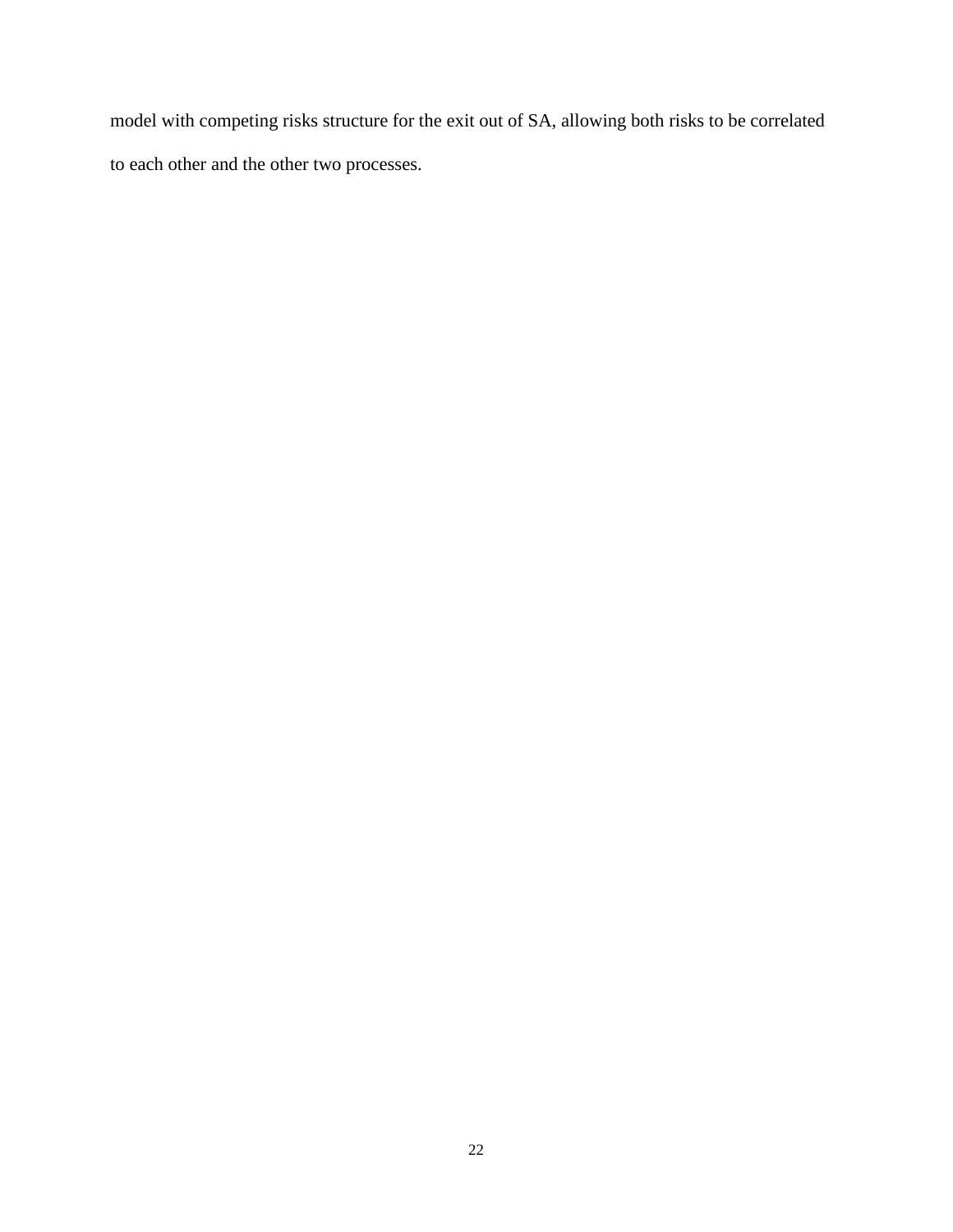model with competing risks structure for the exit out of SA, allowing both risks to be correlated to each other and the other two processes.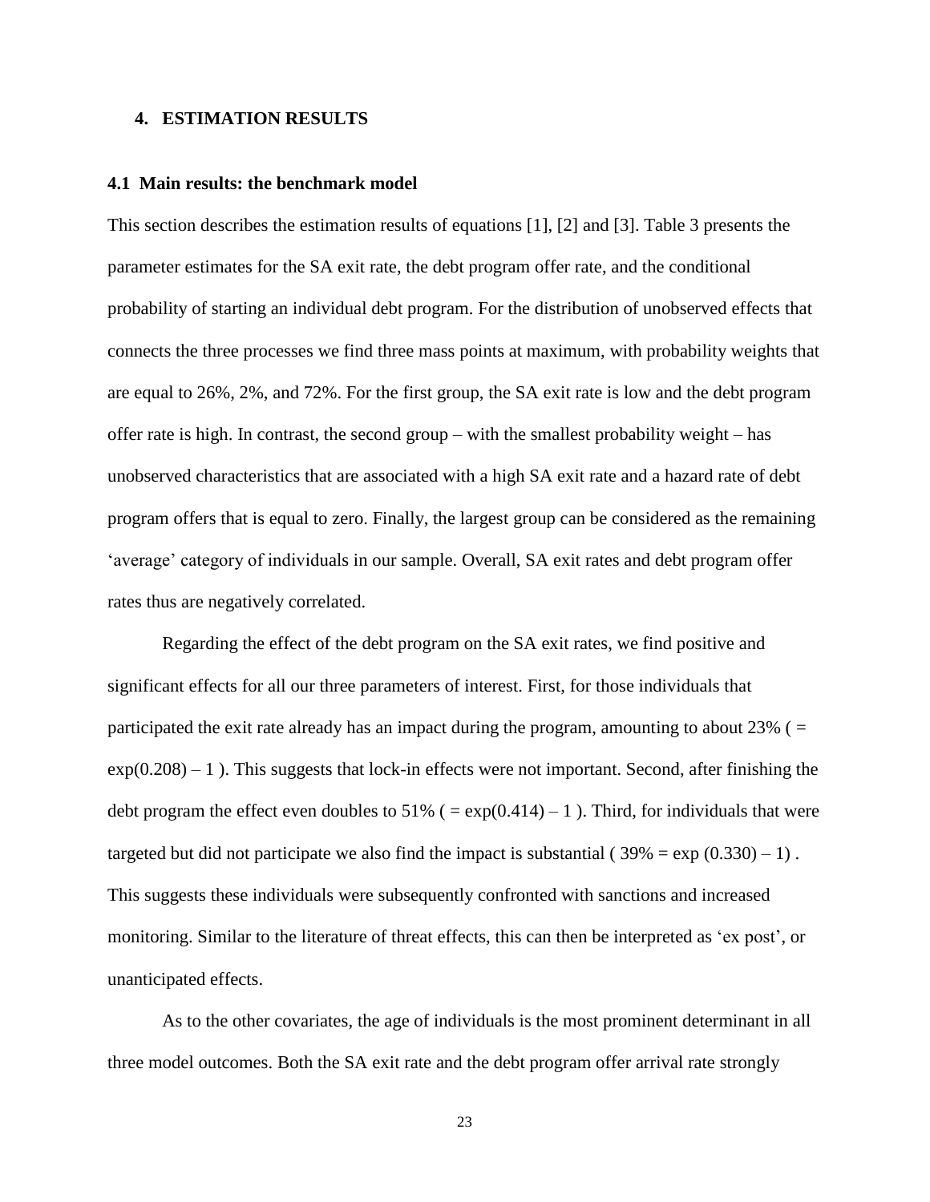## 4. ESTIMATION RESULTS

### 4.1 Main results: the benchmark model

This section describes the estimation results of equations [1], [2] and [3]. Table 3 presents the parameter estimates for the SA exit rate, the debt program offer rate, and the conditional probability of starting an individual debt program. For the distribution of unobserved effects that connects the three processes we find three mass points at maximum, with probability weights that are equal to 26%, 2%, and 72%. For the first group, the SA exit rate is low and the debt program offer rate is high. In contrast, the second group – with the smallest probability weight – has unobserved characteristics that are associated with a high SA exit rate and a hazard rate of debt program offers that is equal to zero. Finally, the largest group can be considered as the remaining 'average' category of individuals in our sample. Overall, SA exit rates and debt program offer rates thus are negatively correlated.

Regarding the effect of the debt program on the SA exit rates, we find positive and significant effects for all our three parameters of interest. First, for those individuals that participated the exit rate already has an impact during the program, amounting to about 23% ( $= \exp(0.208) - 1$ ). This suggests that lock-in effects were not important. Second, after finishing the debt program the effect even doubles to 51% ( $= \exp(0.414) - 1$ ). Third, for individuals that were targeted but did not participate we also find the impact is substantial ( $39\% = \exp(0.330) - 1$ ) . This suggests these individuals were subsequently confronted with sanctions and increased monitoring. Similar to the literature of threat effects, this can then be interpreted as 'ex post', or unanticipated effects.

As to the other covariates, the age of individuals is the most prominent determinant in all three model outcomes. Both the SA exit rate and the debt program offer arrival rate strongly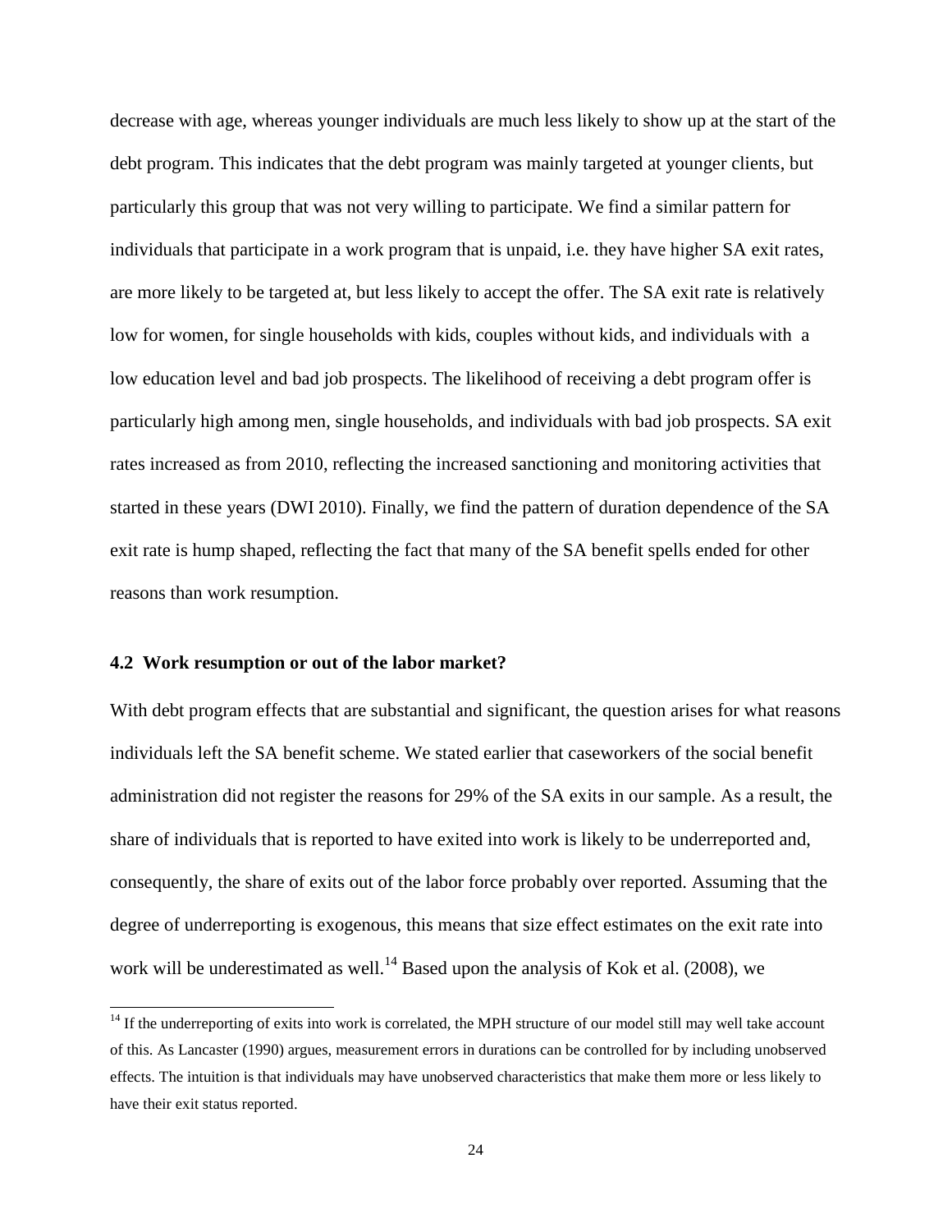decrease with age, whereas younger individuals are much less likely to show up at the start of the debt program. This indicates that the debt program was mainly targeted at younger clients, but particularly this group that was not very willing to participate. We find a similar pattern for individuals that participate in a work program that is unpaid, i.e. they have higher SA exit rates, are more likely to be targeted at, but less likely to accept the offer. The SA exit rate is relatively low for women, for single households with kids, couples without kids, and individuals with a low education level and bad job prospects. The likelihood of receiving a debt program offer is particularly high among men, single households, and individuals with bad job prospects. SA exit rates increased as from 2010, reflecting the increased sanctioning and monitoring activities that started in these years (DWI 2010). Finally, we find the pattern of duration dependence of the SA exit rate is hump shaped, reflecting the fact that many of the SA benefit spells ended for other reasons than work resumption.

### 4.2 Work resumption or out of the labor market?

With debt program effects that are substantial and significant, the question arises for what reasons individuals left the SA benefit scheme. We stated earlier that caseworkers of the social benefit administration did not register the reasons for 29% of the SA exits in our sample. As a result, the share of individuals that is reported to have exited into work is likely to be underreported and, consequently, the share of exits out of the labor force probably over reported. Assuming that the degree of underreporting is exogenous, this means that size effect estimates on the exit rate into work will be underestimated as well.[14] Based upon the analysis of Kok et al. (2008), we

[14] If the underreporting of exits into work is correlated, the MPH structure of our model still may well take account of this. As Lancaster (1990) argues, measurement errors in durations can be controlled for by including unobserved effects. The intuition is that individuals may have unobserved characteristics that make them more or less likely to have their exit status reported.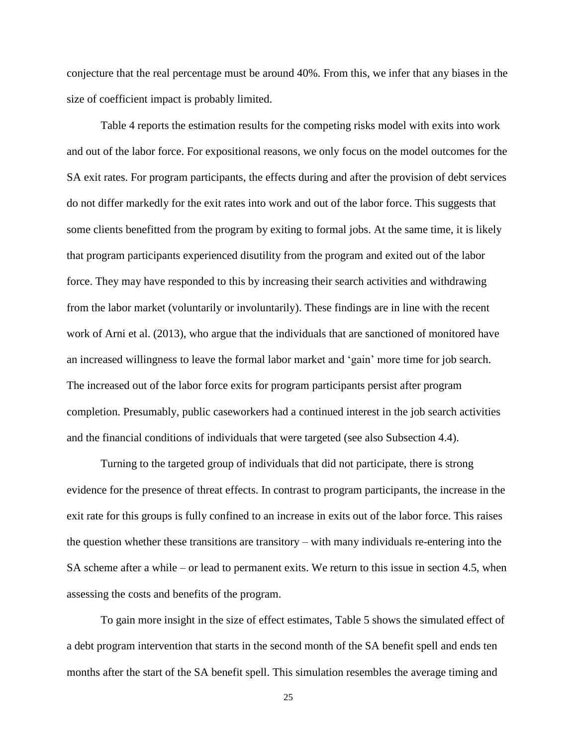conjecture that the real percentage must be around 40%. From this, we infer that any biases in the size of coefficient impact is probably limited.

Table 4 reports the estimation results for the competing risks model with exits into work and out of the labor force. For expositional reasons, we only focus on the model outcomes for the SA exit rates. For program participants, the effects during and after the provision of debt services do not differ markedly for the exit rates into work and out of the labor force. This suggests that some clients benefitted from the program by exiting to formal jobs. At the same time, it is likely that program participants experienced disutility from the program and exited out of the labor force. They may have responded to this by increasing their search activities and withdrawing from the labor market (voluntarily or involuntarily). These findings are in line with the recent work of Arni et al. (2013), who argue that the individuals that are sanctioned of monitored have an increased willingness to leave the formal labor market and 'gain' more time for job search. The increased out of the labor force exits for program participants persist after program completion. Presumably, public caseworkers had a continued interest in the job search activities and the financial conditions of individuals that were targeted (see also Subsection 4.4).

Turning to the targeted group of individuals that did not participate, there is strong evidence for the presence of threat effects. In contrast to program participants, the increase in the exit rate for this groups is fully confined to an increase in exits out of the labor force. This raises the question whether these transitions are transitory – with many individuals re-entering into the SA scheme after a while – or lead to permanent exits. We return to this issue in section 4.5, when assessing the costs and benefits of the program.

To gain more insight in the size of effect estimates, Table 5 shows the simulated effect of a debt program intervention that starts in the second month of the SA benefit spell and ends ten months after the start of the SA benefit spell. This simulation resembles the average timing and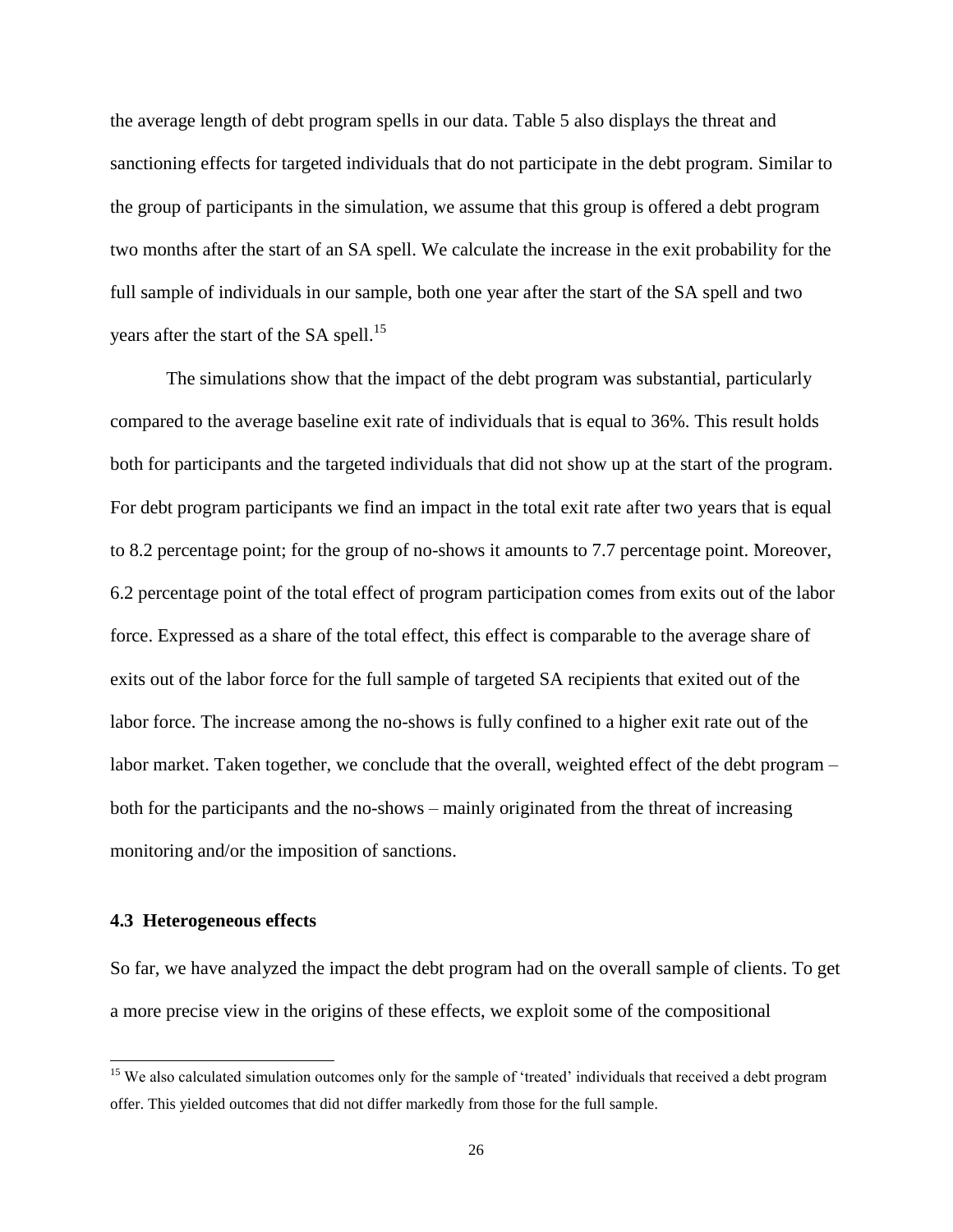the average length of debt program spells in our data. Table 5 also displays the threat and sanctioning effects for targeted individuals that do not participate in the debt program. Similar to the group of participants in the simulation, we assume that this group is offered a debt program two months after the start of an SA spell. We calculate the increase in the exit probability for the full sample of individuals in our sample, both one year after the start of the SA spell and two years after the start of the SA spell.[15]

The simulations show that the impact of the debt program was substantial, particularly compared to the average baseline exit rate of individuals that is equal to 36%. This result holds both for participants and the targeted individuals that did not show up at the start of the program. For debt program participants we find an impact in the total exit rate after two years that is equal to 8.2 percentage point; for the group of no-shows it amounts to 7.7 percentage point. Moreover, 6.2 percentage point of the total effect of program participation comes from exits out of the labor force. Expressed as a share of the total effect, this effect is comparable to the average share of exits out of the labor force for the full sample of targeted SA recipients that exited out of the labor force. The increase among the no-shows is fully confined to a higher exit rate out of the labor market. Taken together, we conclude that the overall, weighted effect of the debt program – both for the participants and the no-shows – mainly originated from the threat of increasing monitoring and/or the imposition of sanctions.

### 4.3 Heterogeneous effects

So far, we have analyzed the impact the debt program had on the overall sample of clients. To get a more precise view in the origins of these effects, we exploit some of the compositional

[15] We also calculated simulation outcomes only for the sample of 'treated' individuals that received a debt program offer. This yielded outcomes that did not differ markedly from those for the full sample.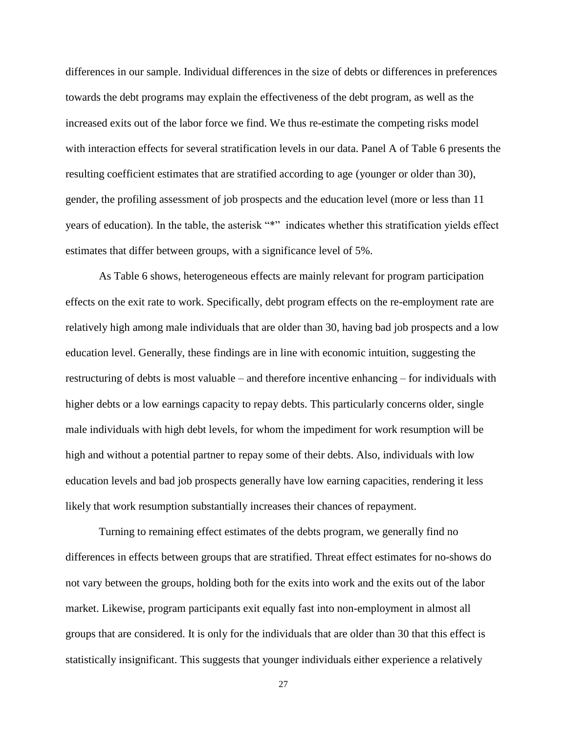differences in our sample. Individual differences in the size of debts or differences in preferences towards the debt programs may explain the effectiveness of the debt program, as well as the increased exits out of the labor force we find. We thus re-estimate the competing risks model with interaction effects for several stratification levels in our data. Panel A of Table 6 presents the resulting coefficient estimates that are stratified according to age (younger or older than 30), gender, the profiling assessment of job prospects and the education level (more or less than 11 years of education). In the table, the asterisk "*" indicates whether this stratification yields effect estimates that differ between groups, with a significance level of 5%.

As Table 6 shows, heterogeneous effects are mainly relevant for program participation effects on the exit rate to work. Specifically, debt program effects on the re-employment rate are relatively high among male individuals that are older than 30, having bad job prospects and a low education level. Generally, these findings are in line with economic intuition, suggesting the restructuring of debts is most valuable – and therefore incentive enhancing – for individuals with higher debts or a low earnings capacity to repay debts. This particularly concerns older, single male individuals with high debt levels, for whom the impediment for work resumption will be high and without a potential partner to repay some of their debts. Also, individuals with low education levels and bad job prospects generally have low earning capacities, rendering it less likely that work resumption substantially increases their chances of repayment.

Turning to remaining effect estimates of the debts program, we generally find no differences in effects between groups that are stratified. Threat effect estimates for no-shows do not vary between the groups, holding both for the exits into work and the exits out of the labor market. Likewise, program participants exit equally fast into non-employment in almost all groups that are considered. It is only for the individuals that are older than 30 that this effect is statistically insignificant. This suggests that younger individuals either experience a relatively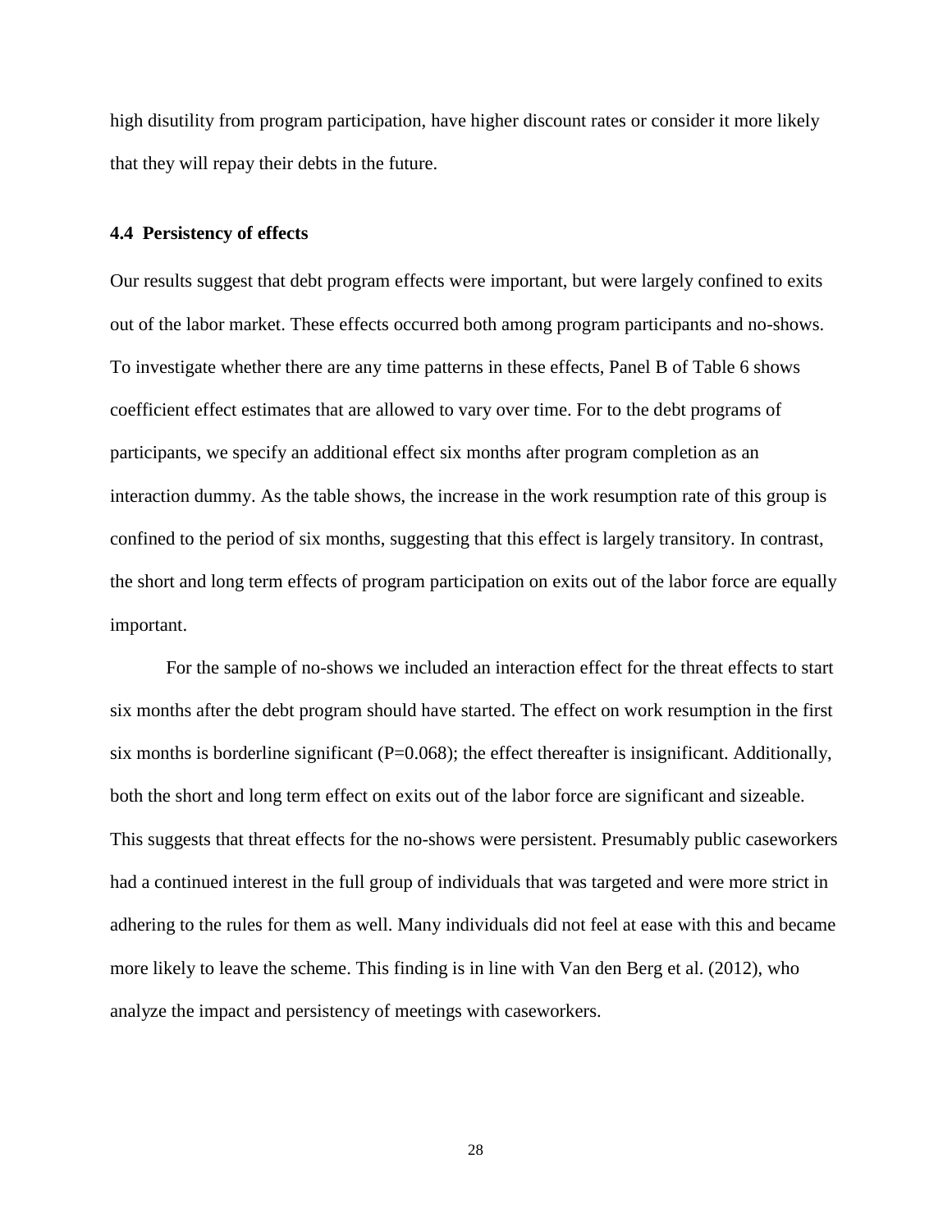high disutility from program participation, have higher discount rates or consider it more likely that they will repay their debts in the future.

### 4.4 Persistency of effects

Our results suggest that debt program effects were important, but were largely confined to exits out of the labor market. These effects occurred both among program participants and no-shows. To investigate whether there are any time patterns in these effects, Panel B of Table 6 shows coefficient effect estimates that are allowed to vary over time. For to the debt programs of participants, we specify an additional effect six months after program completion as an interaction dummy. As the table shows, the increase in the work resumption rate of this group is confined to the period of six months, suggesting that this effect is largely transitory. In contrast, the short and long term effects of program participation on exits out of the labor force are equally important.

For the sample of no-shows we included an interaction effect for the threat effects to start six months after the debt program should have started. The effect on work resumption in the first six months is borderline significant (P=0.068); the effect thereafter is insignificant. Additionally, both the short and long term effect on exits out of the labor force are significant and sizeable. This suggests that threat effects for the no-shows were persistent. Presumably public caseworkers had a continued interest in the full group of individuals that was targeted and were more strict in adhering to the rules for them as well. Many individuals did not feel at ease with this and became more likely to leave the scheme. This finding is in line with Van den Berg et al. (2012), who analyze the impact and persistency of meetings with caseworkers.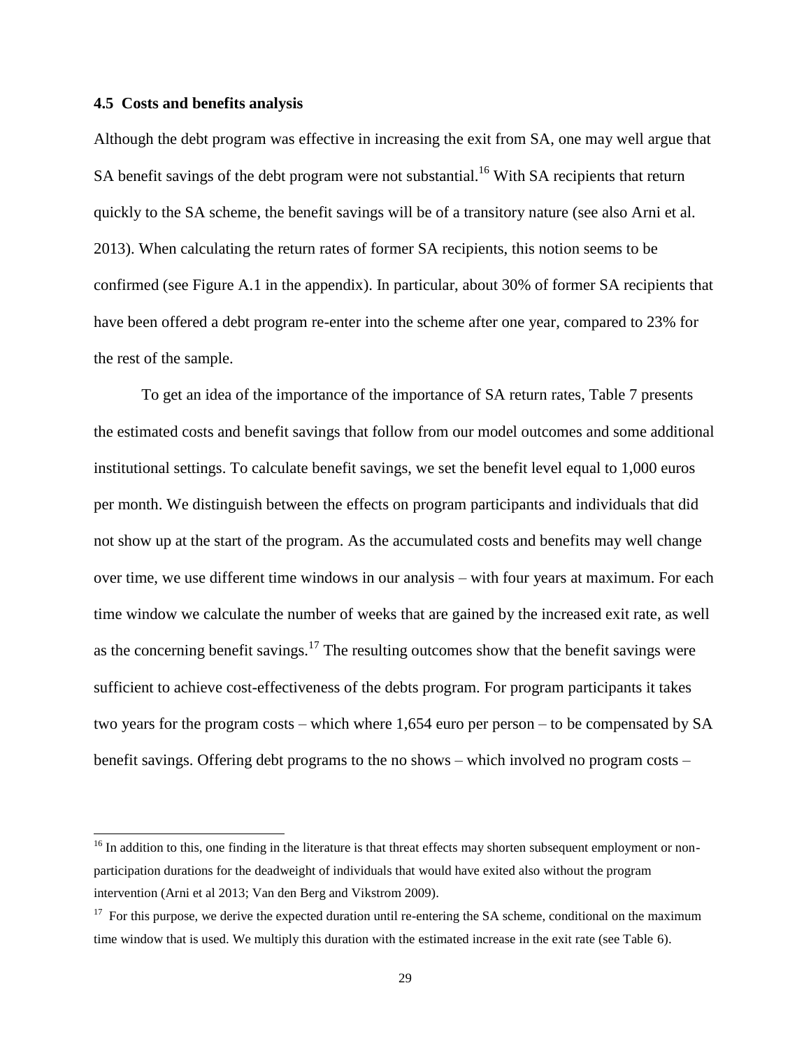### 4.5 Costs and benefits analysis

Although the debt program was effective in increasing the exit from SA, one may well argue that SA benefit savings of the debt program were not substantial.[16] With SA recipients that return quickly to the SA scheme, the benefit savings will be of a transitory nature (see also Arni et al. 2013). When calculating the return rates of former SA recipients, this notion seems to be confirmed (see Figure A.1 in the appendix). In particular, about 30% of former SA recipients that have been offered a debt program re-enter into the scheme after one year, compared to 23% for the rest of the sample.

To get an idea of the importance of the importance of SA return rates, Table 7 presents the estimated costs and benefit savings that follow from our model outcomes and some additional institutional settings. To calculate benefit savings, we set the benefit level equal to 1,000 euros per month. We distinguish between the effects on program participants and individuals that did not show up at the start of the program. As the accumulated costs and benefits may well change over time, we use different time windows in our analysis – with four years at maximum. For each time window we calculate the number of weeks that are gained by the increased exit rate, as well as the concerning benefit savings.[17] The resulting outcomes show that the benefit savings were sufficient to achieve cost-effectiveness of the debts program. For program participants it takes two years for the program costs – which where 1,654 euro per person – to be compensated by SA benefit savings. Offering debt programs to the no shows – which involved no program costs –

---

[16] In addition to this, one finding in the literature is that threat effects may shorten subsequent employment or non-participation durations for the deadweight of individuals that would have exited also without the program intervention (Arni et al 2013; Van den Berg and Vikstrom 2009).

[17] For this purpose, we derive the expected duration until re-entering the SA scheme, conditional on the maximum time window that is used. We multiply this duration with the estimated increase in the exit rate (see Table 6).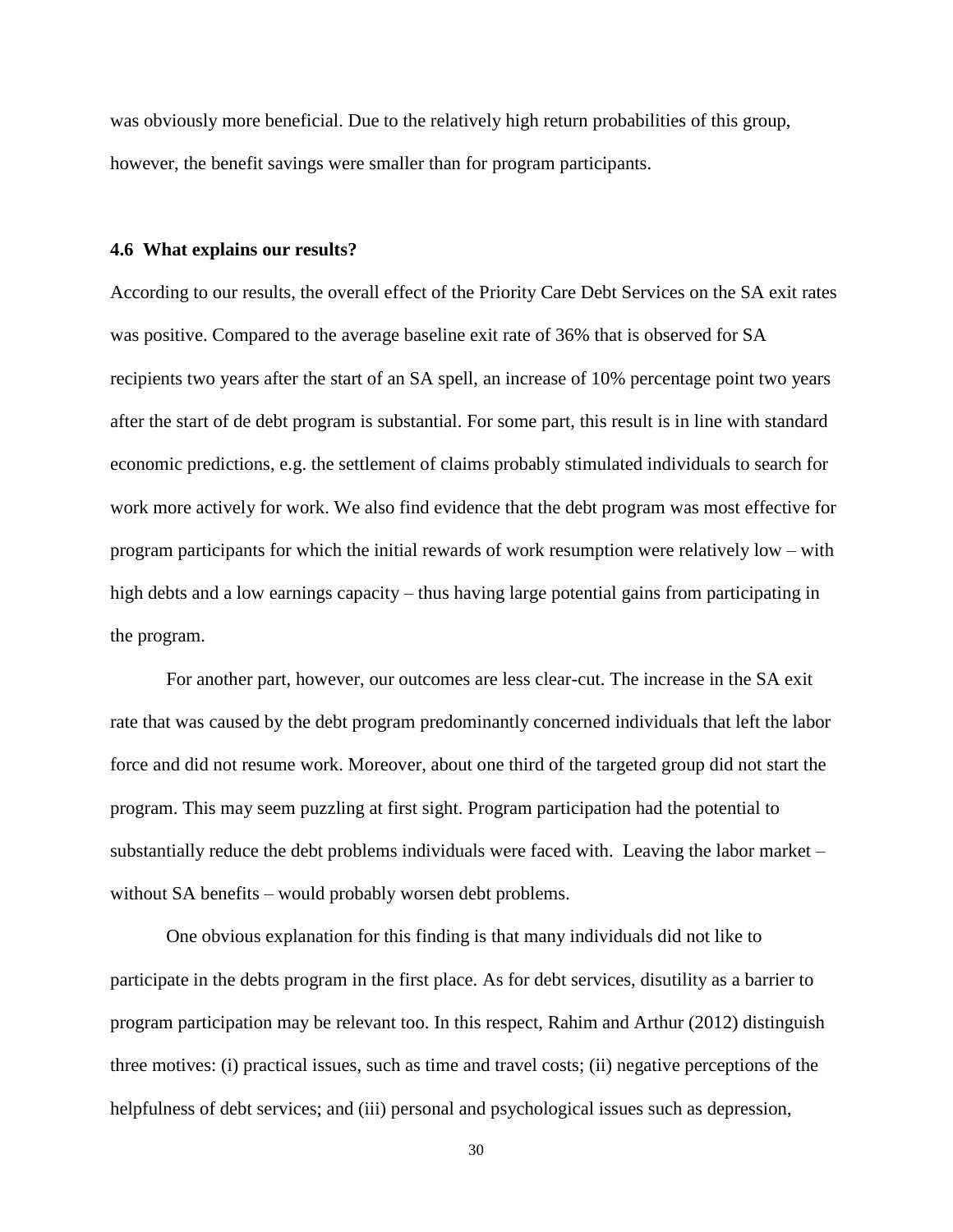was obviously more beneficial. Due to the relatively high return probabilities of this group, however, the benefit savings were smaller than for program participants.

### 4.6 What explains our results?

According to our results, the overall effect of the Priority Care Debt Services on the SA exit rates was positive. Compared to the average baseline exit rate of 36% that is observed for SA recipients two years after the start of an SA spell, an increase of 10% percentage point two years after the start of de debt program is substantial. For some part, this result is in line with standard economic predictions, e.g. the settlement of claims probably stimulated individuals to search for work more actively for work. We also find evidence that the debt program was most effective for program participants for which the initial rewards of work resumption were relatively low – with high debts and a low earnings capacity – thus having large potential gains from participating in the program.

For another part, however, our outcomes are less clear-cut. The increase in the SA exit rate that was caused by the debt program predominantly concerned individuals that left the labor force and did not resume work. Moreover, about one third of the targeted group did not start the program. This may seem puzzling at first sight. Program participation had the potential to substantially reduce the debt problems individuals were faced with. Leaving the labor market – without SA benefits – would probably worsen debt problems.

One obvious explanation for this finding is that many individuals did not like to participate in the debts program in the first place. As for debt services, disutility as a barrier to program participation may be relevant too. In this respect, Rahim and Arthur (2012) distinguish three motives: (i) practical issues, such as time and travel costs; (ii) negative perceptions of the helpfulness of debt services; and (iii) personal and psychological issues such as depression,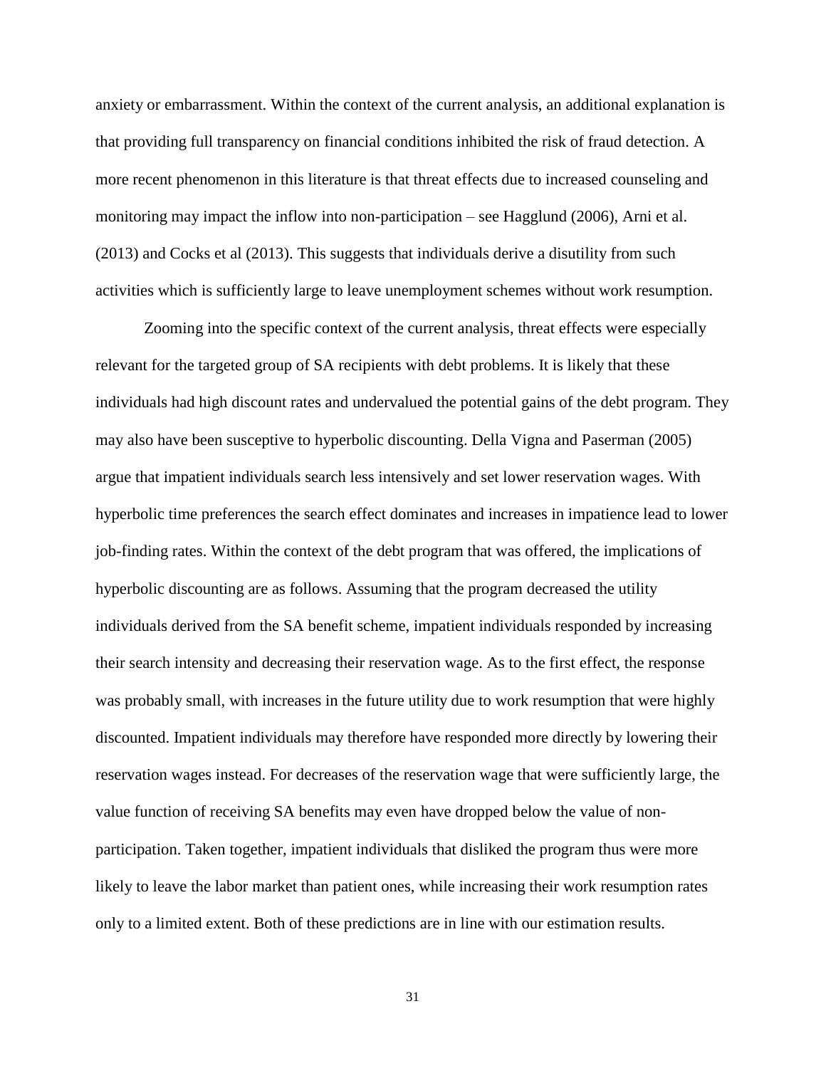anxiety or embarrassment. Within the context of the current analysis, an additional explanation is that providing full transparency on financial conditions inhibited the risk of fraud detection. A more recent phenomenon in this literature is that threat effects due to increased counseling and monitoring may impact the inflow into non-participation – see Hagglund (2006), Arni et al. (2013) and Cocks et al (2013). This suggests that individuals derive a disutility from such activities which is sufficiently large to leave unemployment schemes without work resumption.

Zooming into the specific context of the current analysis, threat effects were especially relevant for the targeted group of SA recipients with debt problems. It is likely that these individuals had high discount rates and undervalued the potential gains of the debt program. They may also have been susceptive to hyperbolic discounting. Della Vigna and Paserman (2005) argue that impatient individuals search less intensively and set lower reservation wages. With hyperbolic time preferences the search effect dominates and increases in impatience lead to lower job-finding rates. Within the context of the debt program that was offered, the implications of hyperbolic discounting are as follows. Assuming that the program decreased the utility individuals derived from the SA benefit scheme, impatient individuals responded by increasing their search intensity and decreasing their reservation wage. As to the first effect, the response was probably small, with increases in the future utility due to work resumption that were highly discounted. Impatient individuals may therefore have responded more directly by lowering their reservation wages instead. For decreases of the reservation wage that were sufficiently large, the value function of receiving SA benefits may even have dropped below the value of non-participation. Taken together, impatient individuals that disliked the program thus were more likely to leave the labor market than patient ones, while increasing their work resumption rates only to a limited extent. Both of these predictions are in line with our estimation results.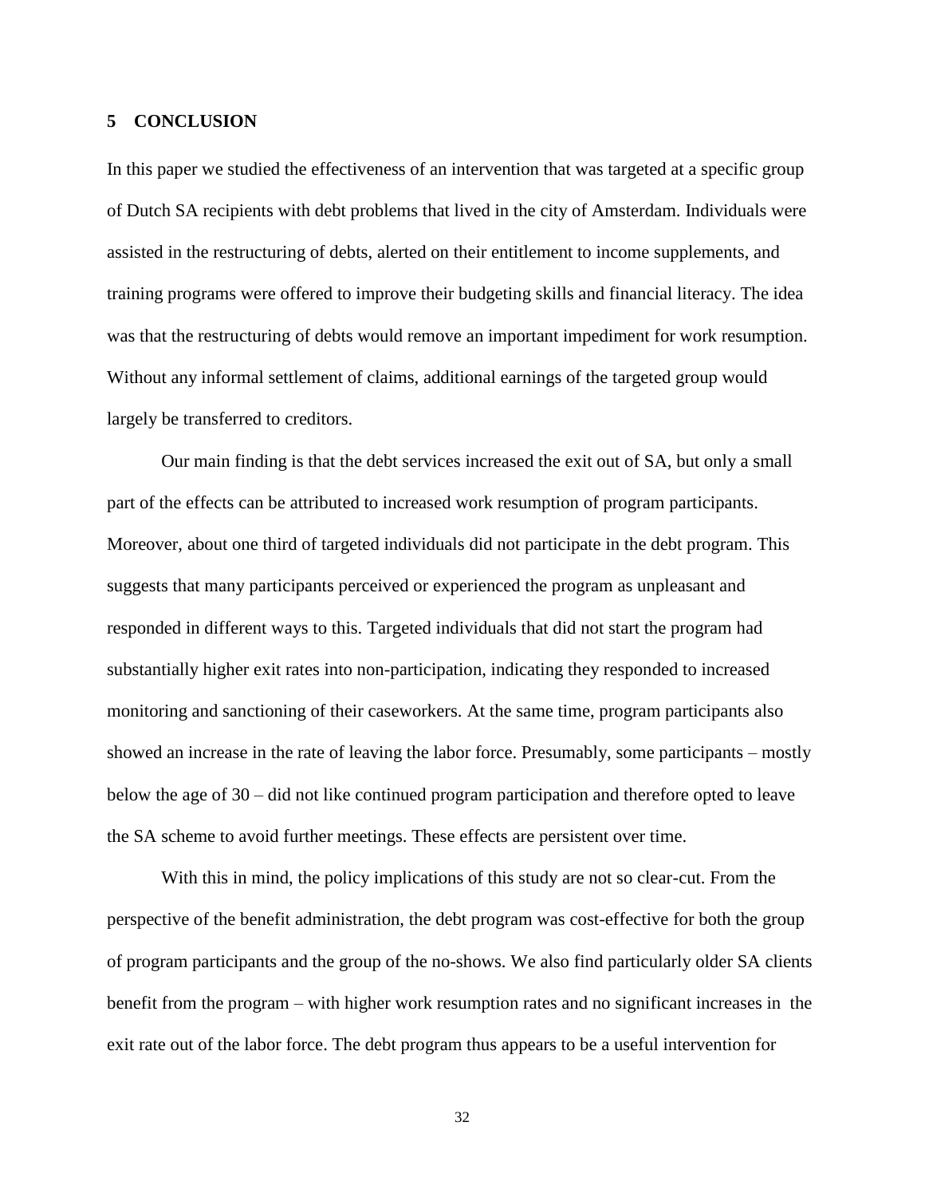## 5 CONCLUSION

In this paper we studied the effectiveness of an intervention that was targeted at a specific group of Dutch SA recipients with debt problems that lived in the city of Amsterdam. Individuals were assisted in the restructuring of debts, alerted on their entitlement to income supplements, and training programs were offered to improve their budgeting skills and financial literacy. The idea was that the restructuring of debts would remove an important impediment for work resumption. Without any informal settlement of claims, additional earnings of the targeted group would largely be transferred to creditors.

Our main finding is that the debt services increased the exit out of SA, but only a small part of the effects can be attributed to increased work resumption of program participants. Moreover, about one third of targeted individuals did not participate in the debt program. This suggests that many participants perceived or experienced the program as unpleasant and responded in different ways to this. Targeted individuals that did not start the program had substantially higher exit rates into non-participation, indicating they responded to increased monitoring and sanctioning of their caseworkers. At the same time, program participants also showed an increase in the rate of leaving the labor force. Presumably, some participants – mostly below the age of 30 – did not like continued program participation and therefore opted to leave the SA scheme to avoid further meetings. These effects are persistent over time.

With this in mind, the policy implications of this study are not so clear-cut. From the perspective of the benefit administration, the debt program was cost-effective for both the group of program participants and the group of the no-shows. We also find particularly older SA clients benefit from the program – with higher work resumption rates and no significant increases in the exit rate out of the labor force. The debt program thus appears to be a useful intervention for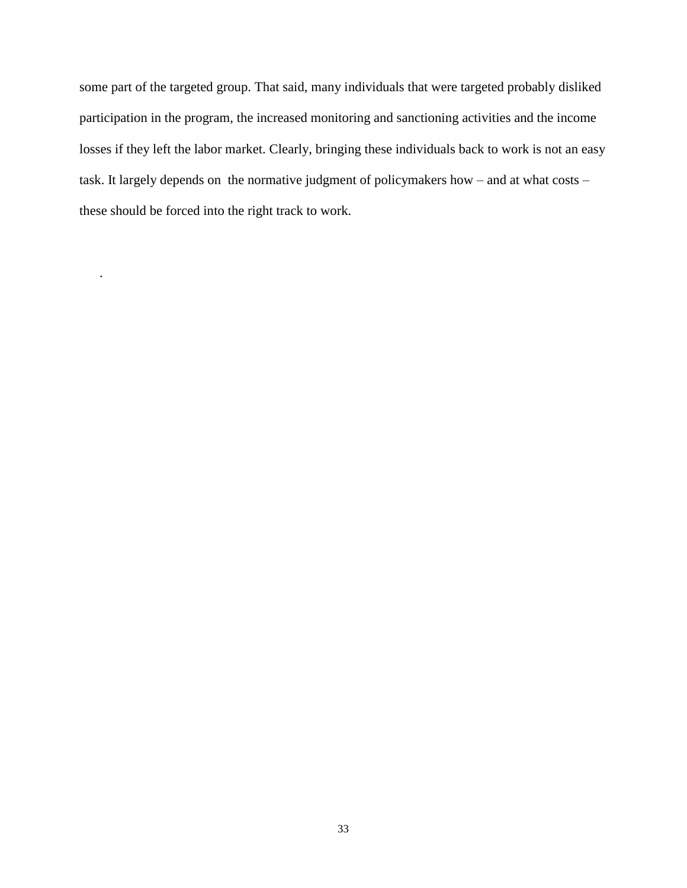some part of the targeted group. That said, many individuals that were targeted probably disliked participation in the program, the increased monitoring and sanctioning activities and the income losses if they left the labor market. Clearly, bringing these individuals back to work is not an easy task. It largely depends on the normative judgment of policymakers how – and at what costs – these should be forced into the right track to work.

.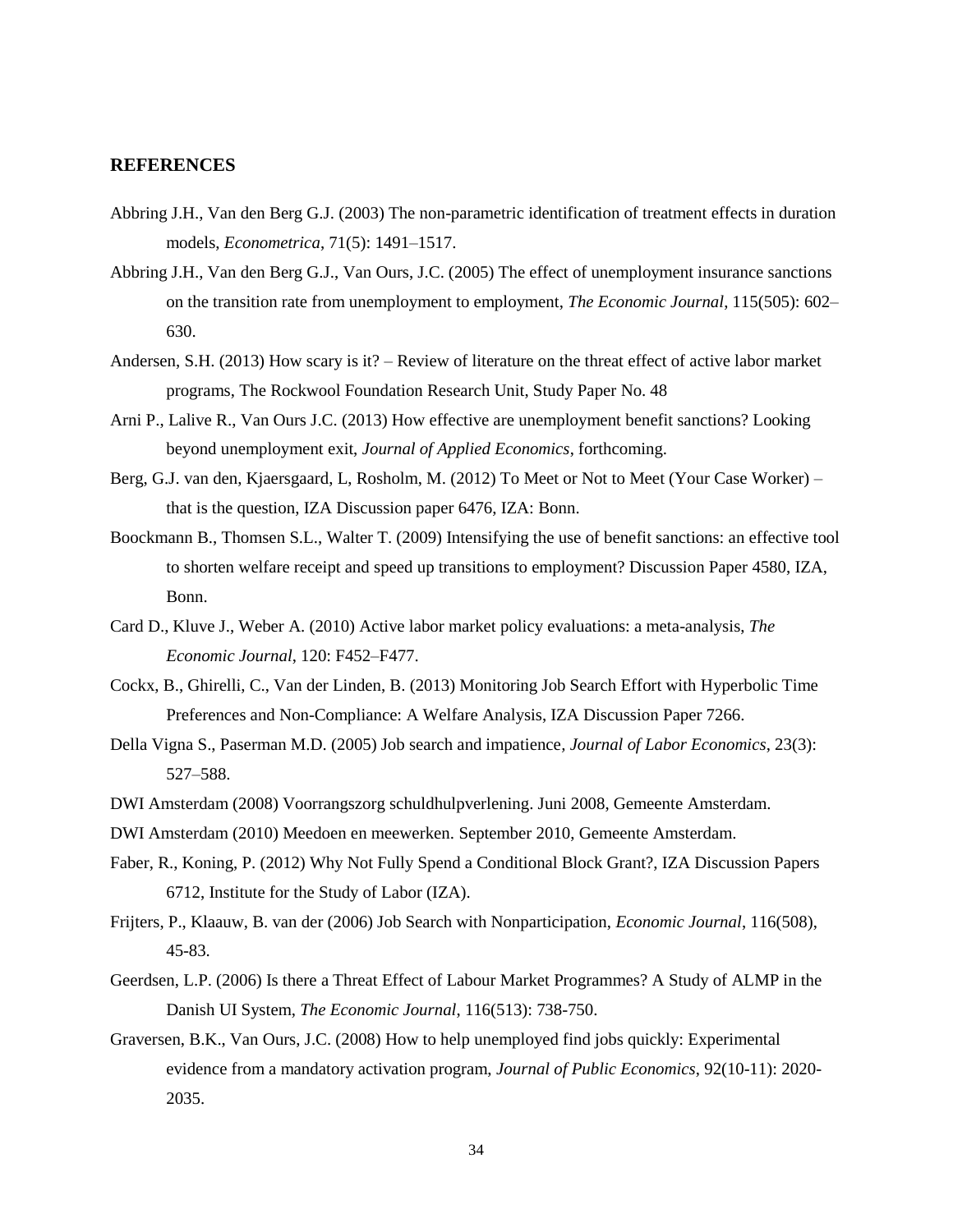## REFERENCES

Abbring J.H., Van den Berg G.J. (2003) The non-parametric identification of treatment effects in duration models, *Econometrica*, 71(5): 1491–1517.

Abbring J.H., Van den Berg G.J., Van Ours, J.C. (2005) The effect of unemployment insurance sanctions on the transition rate from unemployment to employment, *The Economic Journal*, 115(505): 602–630.

Andersen, S.H. (2013) How scary is it? – Review of literature on the threat effect of active labor market programs, The Rockwool Foundation Research Unit, Study Paper No. 48

Arni P., Lalive R., Van Ours J.C. (2013) How effective are unemployment benefit sanctions? Looking beyond unemployment exit, *Journal of Applied Economics*, forthcoming.

Berg, G.J. van den, Kjaersgaard, L, Rosholm, M. (2012) To Meet or Not to Meet (Your Case Worker) – that is the question, IZA Discussion paper 6476, IZA: Bonn.

Boockmann B., Thomsen S.L., Walter T. (2009) Intensifying the use of benefit sanctions: an effective tool to shorten welfare receipt and speed up transitions to employment? Discussion Paper 4580, IZA, Bonn.

Card D., Kluve J., Weber A. (2010) Active labor market policy evaluations: a meta-analysis, *The Economic Journal*, 120: F452–F477.

Cockx, B., Ghirelli, C., Van der Linden, B. (2013) Monitoring Job Search Effort with Hyperbolic Time Preferences and Non-Compliance: A Welfare Analysis, IZA Discussion Paper 7266.

Della Vigna S., Paserman M.D. (2005) Job search and impatience, *Journal of Labor Economics*, 23(3): 527–588.

DWI Amsterdam (2008) Voorrangszorg schuldhulpverlening. Juni 2008, Gemeente Amsterdam.

DWI Amsterdam (2010) Meedoen en meewerken. September 2010, Gemeente Amsterdam.

Faber, R., Koning, P. (2012) Why Not Fully Spend a Conditional Block Grant?, IZA Discussion Papers 6712, Institute for the Study of Labor (IZA).

Frijters, P., Klaauw, B. van der (2006) Job Search with Nonparticipation, *Economic Journal*, 116(508), 45-83.

Geerdsen, L.P. (2006) Is there a Threat Effect of Labour Market Programmes? A Study of ALMP in the Danish UI System, *The Economic Journal*, 116(513): 738-750.

Graversen, B.K., Van Ours, J.C. (2008) How to help unemployed find jobs quickly: Experimental evidence from a mandatory activation program, *Journal of Public Economics*, 92(10-11): 2020-2035.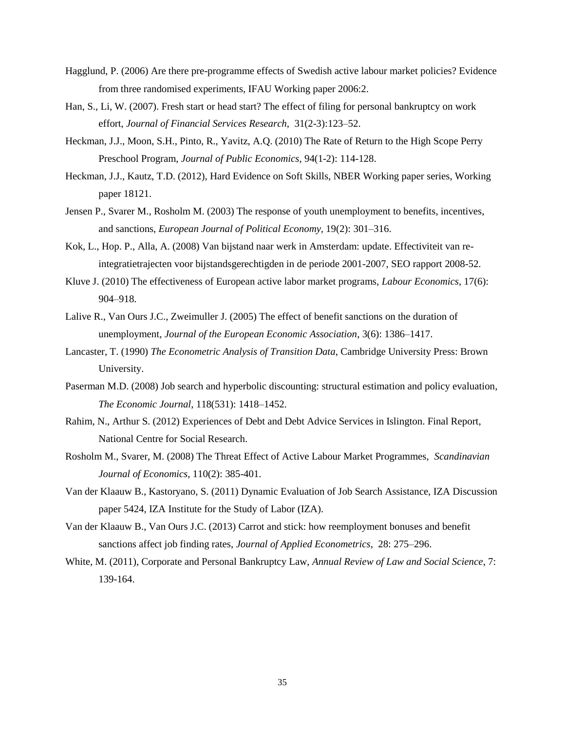Hagglund, P. (2006) Are there pre-programme effects of Swedish active labour market policies? Evidence from three randomised experiments, IFAU Working paper 2006:2.

Han, S., Li, W. (2007). Fresh start or head start? The effect of filing for personal bankruptcy on work effort, *Journal of Financial Services Research*, 31(2-3):123–52.

Heckman, J.J., Moon, S.H., Pinto, R., Yavitz, A.Q. (2010) The Rate of Return to the High Scope Perry Preschool Program, *Journal of Public Economics*, 94(1-2): 114-128.

Heckman, J.J., Kautz, T.D. (2012), Hard Evidence on Soft Skills, NBER Working paper series, Working paper 18121.

Jensen P., Svarer M., Rosholm M. (2003) The response of youth unemployment to benefits, incentives, and sanctions, *European Journal of Political Economy*, 19(2): 301–316.

Kok, L., Hop. P., Alla, A. (2008) Van bijstand naar werk in Amsterdam: update. Effectiviteit van re-integratietrajecten voor bijstandsgerechtigden in de periode 2001-2007, SEO rapport 2008-52.

Kluve J. (2010) The effectiveness of European active labor market programs, *Labour Economics*, 17(6): 904–918.

Lalive R., Van Ours J.C., Zweimuller J. (2005) The effect of benefit sanctions on the duration of unemployment, *Journal of the European Economic Association*, 3(6): 1386–1417.

Lancaster, T. (1990) *The Econometric Analysis of Transition Data*, Cambridge University Press: Brown University.

Paserman M.D. (2008) Job search and hyperbolic discounting: structural estimation and policy evaluation, *The Economic Journal*, 118(531): 1418–1452.

Rahim, N., Arthur S. (2012) Experiences of Debt and Debt Advice Services in Islington. Final Report, National Centre for Social Research.

Rosholm M., Svarer, M. (2008) The Threat Effect of Active Labour Market Programmes, *Scandinavian Journal of Economics*, 110(2): 385-401.

Van der Klaauw B., Kastoryano, S. (2011) Dynamic Evaluation of Job Search Assistance, IZA Discussion paper 5424, IZA Institute for the Study of Labor (IZA).

Van der Klaauw B., Van Ours J.C. (2013) Carrot and stick: how reemployment bonuses and benefit sanctions affect job finding rates, *Journal of Applied Econometrics*, 28: 275–296.

White, M. (2011), Corporate and Personal Bankruptcy Law, *Annual Review of Law and Social Science*, 7: 139-164.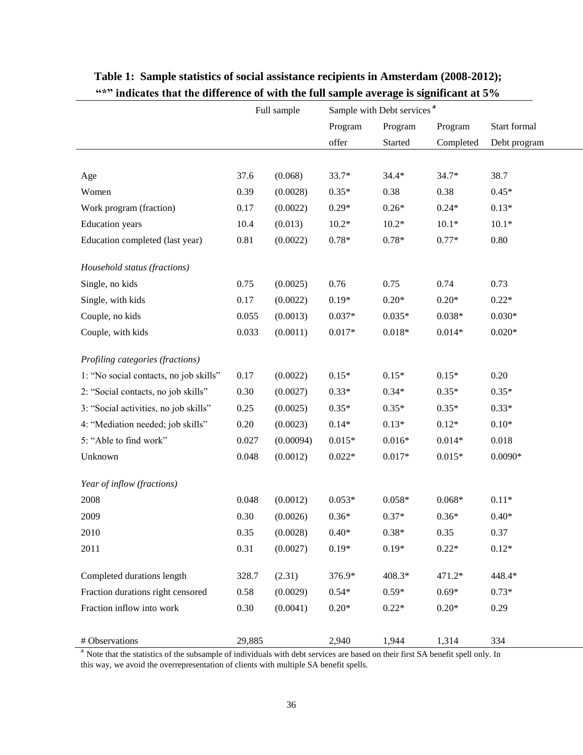**Table 1: Sample statistics of social assistance recipients in Amsterdam (2008-2012); "*" indicates that the difference of with the full sample average is significant at 5%**

| | Full sample | | Sample with Debt services [a] | | | |
|---|---|---|---|---|---|---|
| | | | Program offer | Program Started | Program Completed | Start formal Debt program |
| Age | 37.6 | (0.068) | 33.7* | 34.4* | 34.7* | 38.7 |
| Women | 0.39 | (0.0028) | 0.35* | 0.38 | 0.38 | 0.45* |
| Work program (fraction) | 0.17 | (0.0022) | 0.29* | 0.26* | 0.24* | 0.13* |
| Education years | 10.4 | (0.013) | 10.2* | 10.2* | 10.1* | 10.1* |
| Education completed (last year) | 0.81 | (0.0022) | 0.78* | 0.78* | 0.77* | 0.80 |
| *Household status (fractions)* | | | | | | |
| Single, no kids | 0.75 | (0.0025) | 0.76 | 0.75 | 0.74 | 0.73 |
| Single, with kids | 0.17 | (0.0022) | 0.19* | 0.20* | 0.20* | 0.22* |
| Couple, no kids | 0.055 | (0.0013) | 0.037* | 0.035* | 0.038* | 0.030* |
| Couple, with kids | 0.033 | (0.0011) | 0.017* | 0.018* | 0.014* | 0.020* |
| *Profiling categories (fractions)* | | | | | | |
| 1: "No social contacts, no job skills" | 0.17 | (0.0022) | 0.15* | 0.15* | 0.15* | 0.20 |
| 2: "Social contacts, no job skills" | 0.30 | (0.0027) | 0.33* | 0.34* | 0.35* | 0.35* |
| 3: "Social activities, no job skills" | 0.25 | (0.0025) | 0.35* | 0.35* | 0.35* | 0.33* |
| 4: "Mediation needed; job skills" | 0.20 | (0.0023) | 0.14* | 0.13* | 0.12* | 0.10* |
| 5: "Able to find work" | 0.027 | (0.00094) | 0.015* | 0.016* | 0.014* | 0.018 |
| Unknown | 0.048 | (0.0012) | 0.022* | 0.017* | 0.015* | 0.0090* |
| *Year of inflow (fractions)* | | | | | | |
| 2008 | 0.048 | (0.0012) | 0.053* | 0.058* | 0.068* | 0.11* |
| 2009 | 0.30 | (0.0026) | 0.36* | 0.37* | 0.36* | 0.40* |
| 2010 | 0.35 | (0.0028) | 0.40* | 0.38* | 0.35 | 0.37 |
| 2011 | 0.31 | (0.0027) | 0.19* | 0.19* | 0.22* | 0.12* |
| Completed durations length | 328.7 | (2.31) | 376.9* | 408.3* | 471.2* | 448.4* |
| Fraction durations right censored | 0.58 | (0.0029) | 0.54* | 0.59* | 0.69* | 0.73* |
| Fraction inflow into work | 0.30 | (0.0041) | 0.20* | 0.22* | 0.20* | 0.29 |
| # Observations | 29,885 | | 2,940 | 1,944 | 1,314 | 334 |

[a] Note that the statistics of the subsample of individuals with debt services are based on their first SA benefit spell only. In this way, we avoid the overrepresentation of clients with multiple SA benefit spells.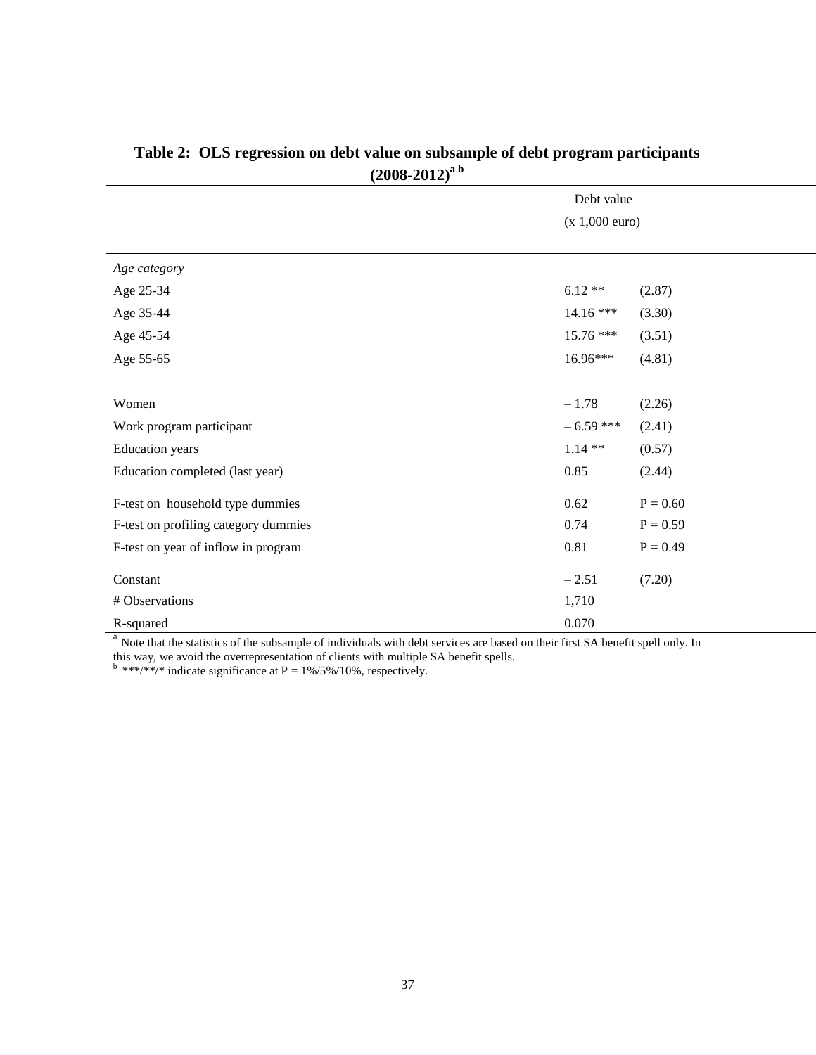**Table 2: OLS regression on debt value on subsample of debt program participants (2008-2012)[a b]**

| | Debt value (x 1,000 euro) | |
|---|---|---|
| *Age category* | | |
| Age 25-34 | 6.12 ** | (2.87) |
| Age 35-44 | 14.16 *** | (3.30) |
| Age 45-54 | 15.76 *** | (3.51) |
| Age 55-65 | 16.96*** | (4.81) |
| | | |
| Women | – 1.78 | (2.26) |
| Work program participant | – 6.59 *** | (2.41) |
| Education years | 1.14 ** | (0.57) |
| Education completed (last year) | 0.85 | (2.44) |
| F-test on household type dummies | 0.62 | P = 0.60 |
| F-test on profiling category dummies | 0.74 | P = 0.59 |
| F-test on year of inflow in program | 0.81 | P = 0.49 |
| Constant | – 2.51 | (7.20) |
| # Observations | 1,710 | |
| R-squared | 0.070 | |

[a] Note that the statistics of the subsample of individuals with debt services are based on their first SA benefit spell only. In this way, we avoid the overrepresentation of clients with multiple SA benefit spells.
[b] ***/**/* indicate significance at P = 1%/5%/10%, respectively.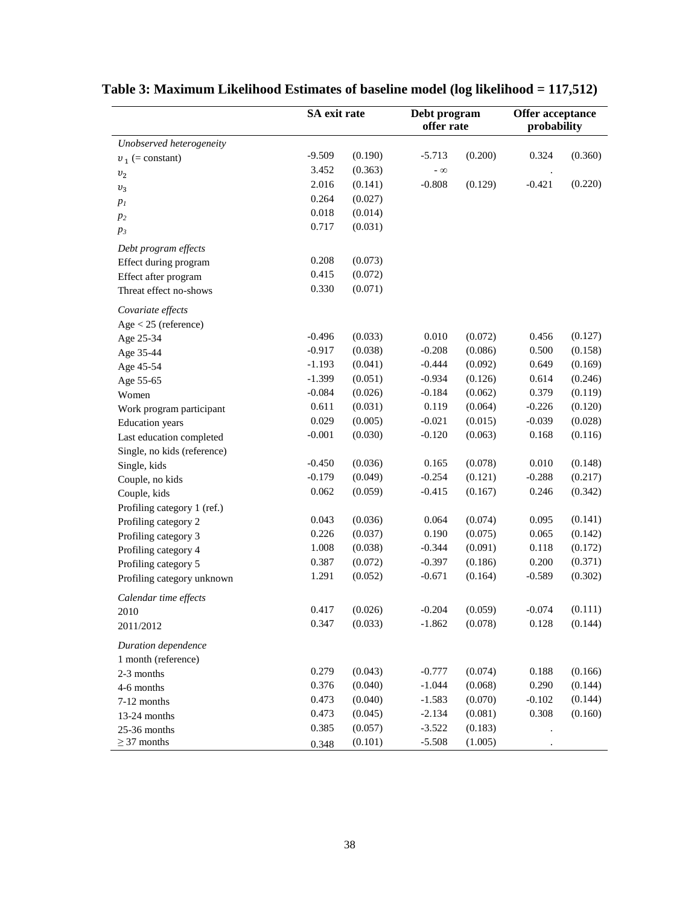# Table 3: Maximum Likelihood Estimates of baseline model (log likelihood = 117,512)

| | SA exit rate | | Debt program offer rate | | Offer acceptance probability | |
|---|---|---|---|---|---|---|
| *Unobserved heterogeneity* | | | | | | |
| $\upsilon_1$ (= constant) | -9.509 | (0.190) | -5.713 | (0.200) | 0.324 | (0.360) |
| $\upsilon_2$ | 3.452 | (0.363) | $-\infty$ | | . | |
| $\upsilon_3$ | 2.016 | (0.141) | -0.808 | (0.129) | -0.421 | (0.220) |
| $p_1$ | 0.264 | (0.027) | | | | |
| $p_2$ | 0.018 | (0.014) | | | | |
| $p_3$ | 0.717 | (0.031) | | | | |
| *Debt program effects* | | | | | | |
| Effect during program | 0.208 | (0.073) | | | | |
| Effect after program | 0.415 | (0.072) | | | | |
| Threat effect no-shows | 0.330 | (0.071) | | | | |
| *Covariate effects* | | | | | | |
| Age < 25 (reference) | | | | | | |
| Age 25-34 | -0.496 | (0.033) | 0.010 | (0.072) | 0.456 | (0.127) |
| Age 35-44 | -0.917 | (0.038) | -0.208 | (0.086) | 0.500 | (0.158) |
| Age 45-54 | -1.193 | (0.041) | -0.444 | (0.092) | 0.649 | (0.169) |
| Age 55-65 | -1.399 | (0.051) | -0.934 | (0.126) | 0.614 | (0.246) |
| Women | -0.084 | (0.026) | -0.184 | (0.062) | 0.379 | (0.119) |
| Work program participant | 0.611 | (0.031) | 0.119 | (0.064) | -0.226 | (0.120) |
| Education years | 0.029 | (0.005) | -0.021 | (0.015) | -0.039 | (0.028) |
| Last education completed | -0.001 | (0.030) | -0.120 | (0.063) | 0.168 | (0.116) |
| Single, no kids (reference) | | | | | | |
| Single, kids | -0.450 | (0.036) | 0.165 | (0.078) | 0.010 | (0.148) |
| Couple, no kids | -0.179 | (0.049) | -0.254 | (0.121) | -0.288 | (0.217) |
| Couple, kids | 0.062 | (0.059) | -0.415 | (0.167) | 0.246 | (0.342) |
| Profiling category 1 (ref.) | | | | | | |
| Profiling category 2 | 0.043 | (0.036) | 0.064 | (0.074) | 0.095 | (0.141) |
| Profiling category 3 | 0.226 | (0.037) | 0.190 | (0.075) | 0.065 | (0.142) |
| Profiling category 4 | 1.008 | (0.038) | -0.344 | (0.091) | 0.118 | (0.172) |
| Profiling category 5 | 0.387 | (0.072) | -0.397 | (0.186) | 0.200 | (0.371) |
| Profiling category unknown | 1.291 | (0.052) | -0.671 | (0.164) | -0.589 | (0.302) |
| *Calendar time effects* | | | | | | |
| 2010 | 0.417 | (0.026) | -0.204 | (0.059) | -0.074 | (0.111) |
| 2011/2012 | 0.347 | (0.033) | -1.862 | (0.078) | 0.128 | (0.144) |
| *Duration dependence* | | | | | | |
| 1 month (reference) | | | | | | |
| 2-3 months | 0.279 | (0.043) | -0.777 | (0.074) | 0.188 | (0.166) |
| 4-6 months | 0.376 | (0.040) | -1.044 | (0.068) | 0.290 | (0.144) |
| 7-12 months | 0.473 | (0.040) | -1.583 | (0.070) | -0.102 | (0.144) |
| 13-24 months | 0.473 | (0.045) | -2.134 | (0.081) | 0.308 | (0.160) |
| 25-36 months | 0.385 | (0.057) | -3.522 | (0.183) | . | |
| ≥ 37 months | 0.348 | (0.101) | -5.508 | (1.005) | . | |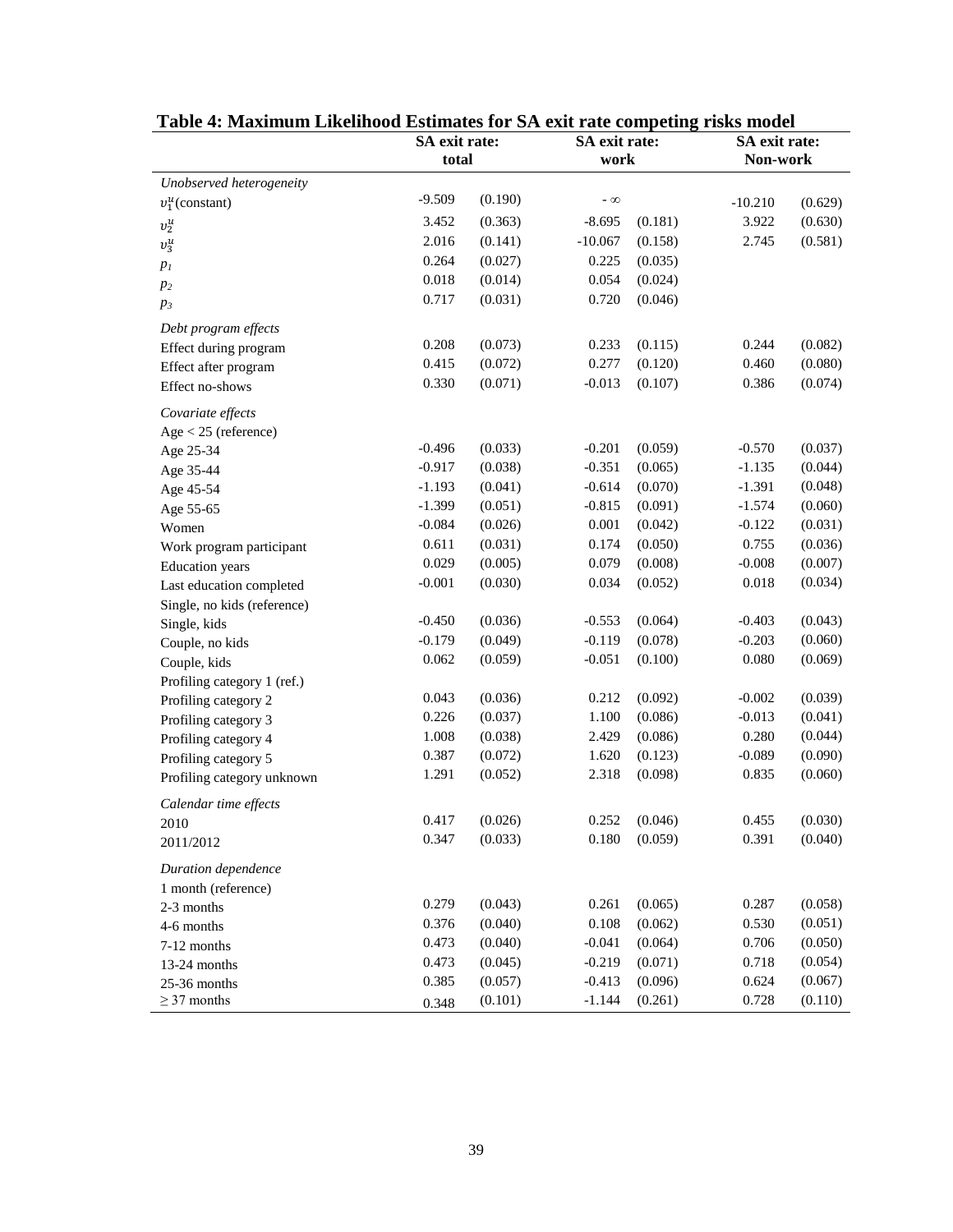**Table 4: Maximum Likelihood Estimates for SA exit rate competing risks model**

| | SA exit rate: total | | SA exit rate: work | | SA exit rate: Non-work | |
|---|---|---|---|---|---|---|
| *Unobserved heterogeneity* | | | | | | |
| $\upsilon_1^u$(constant) | -9.509 | (0.190) | $-\infty$ | | -10.210 | (0.629) |
| $\upsilon_2^u$ | 3.452 | (0.363) | -8.695 | (0.181) | 3.922 | (0.630) |
| $\upsilon_3^u$ | 2.016 | (0.141) | -10.067 | (0.158) | 2.745 | (0.581) |
| $p_1$ | 0.264 | (0.027) | 0.225 | (0.035) | | |
| $p_2$ | 0.018 | (0.014) | 0.054 | (0.024) | | |
| $p_3$ | 0.717 | (0.031) | 0.720 | (0.046) | | |
| *Debt program effects* | | | | | | |
| Effect during program | 0.208 | (0.073) | 0.233 | (0.115) | 0.244 | (0.082) |
| Effect after program | 0.415 | (0.072) | 0.277 | (0.120) | 0.460 | (0.080) |
| Effect no-shows | 0.330 | (0.071) | -0.013 | (0.107) | 0.386 | (0.074) |
| *Covariate effects* | | | | | | |
| Age < 25 (reference) | | | | | | |
| Age 25-34 | -0.496 | (0.033) | -0.201 | (0.059) | -0.570 | (0.037) |
| Age 35-44 | -0.917 | (0.038) | -0.351 | (0.065) | -1.135 | (0.044) |
| Age 45-54 | -1.193 | (0.041) | -0.614 | (0.070) | -1.391 | (0.048) |
| Age 55-65 | -1.399 | (0.051) | -0.815 | (0.091) | -1.574 | (0.060) |
| Women | -0.084 | (0.026) | 0.001 | (0.042) | -0.122 | (0.031) |
| Work program participant | 0.611 | (0.031) | 0.174 | (0.050) | 0.755 | (0.036) |
| Education years | 0.029 | (0.005) | 0.079 | (0.008) | -0.008 | (0.007) |
| Last education completed | -0.001 | (0.030) | 0.034 | (0.052) | 0.018 | (0.034) |
| Single, no kids (reference) | | | | | | |
| Single, kids | -0.450 | (0.036) | -0.553 | (0.064) | -0.403 | (0.043) |
| Couple, no kids | -0.179 | (0.049) | -0.119 | (0.078) | -0.203 | (0.060) |
| Couple, kids | 0.062 | (0.059) | -0.051 | (0.100) | 0.080 | (0.069) |
| Profiling category 1 (ref.) | | | | | | |
| Profiling category 2 | 0.043 | (0.036) | 0.212 | (0.092) | -0.002 | (0.039) |
| Profiling category 3 | 0.226 | (0.037) | 1.100 | (0.086) | -0.013 | (0.041) |
| Profiling category 4 | 1.008 | (0.038) | 2.429 | (0.086) | 0.280 | (0.044) |
| Profiling category 5 | 0.387 | (0.072) | 1.620 | (0.123) | -0.089 | (0.090) |
| Profiling category unknown | 1.291 | (0.052) | 2.318 | (0.098) | 0.835 | (0.060) |
| *Calendar time effects* | | | | | | |
| 2010 | 0.417 | (0.026) | 0.252 | (0.046) | 0.455 | (0.030) |
| 2011/2012 | 0.347 | (0.033) | 0.180 | (0.059) | 0.391 | (0.040) |
| *Duration dependence* | | | | | | |
| 1 month (reference) | | | | | | |
| 2-3 months | 0.279 | (0.043) | 0.261 | (0.065) | 0.287 | (0.058) |
| 4-6 months | 0.376 | (0.040) | 0.108 | (0.062) | 0.530 | (0.051) |
| 7-12 months | 0.473 | (0.040) | -0.041 | (0.064) | 0.706 | (0.050) |
| 13-24 months | 0.473 | (0.045) | -0.219 | (0.071) | 0.718 | (0.054) |
| 25-36 months | 0.385 | (0.057) | -0.413 | (0.096) | 0.624 | (0.067) |
| $\geq$ 37 months | 0.348 | (0.101) | -1.144 | (0.261) | 0.728 | (0.110) |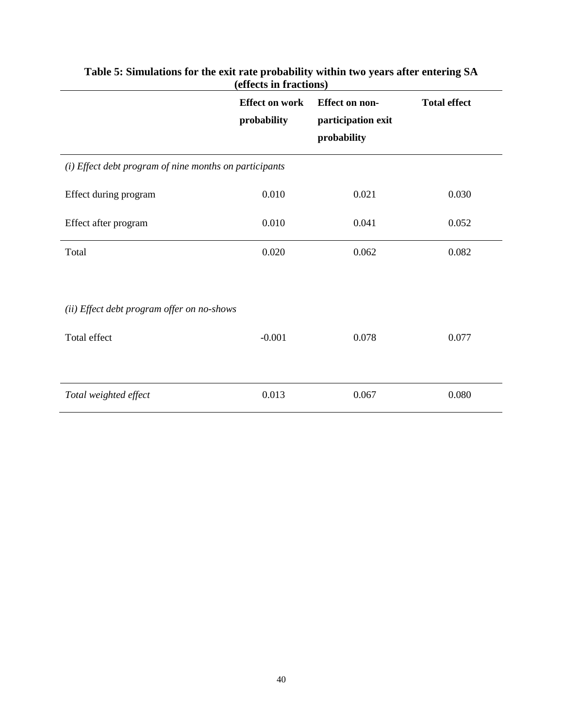**Table 5: Simulations for the exit rate probability within two years after entering SA (effects in fractions)**

| | Effect on work probability | Effect on non-participation exit probability | Total effect |
|---|---|---|---|
| *(i) Effect debt program of nine months on participants* | | | |
| Effect during program | 0.010 | 0.021 | 0.030 |
| Effect after program | 0.010 | 0.041 | 0.052 |
| Total | 0.020 | 0.062 | 0.082 |
| *(ii) Effect debt program offer on no-shows* | | | |
| Total effect | -0.001 | 0.078 | 0.077 |
| *Total weighted effect* | 0.013 | 0.067 | 0.080 |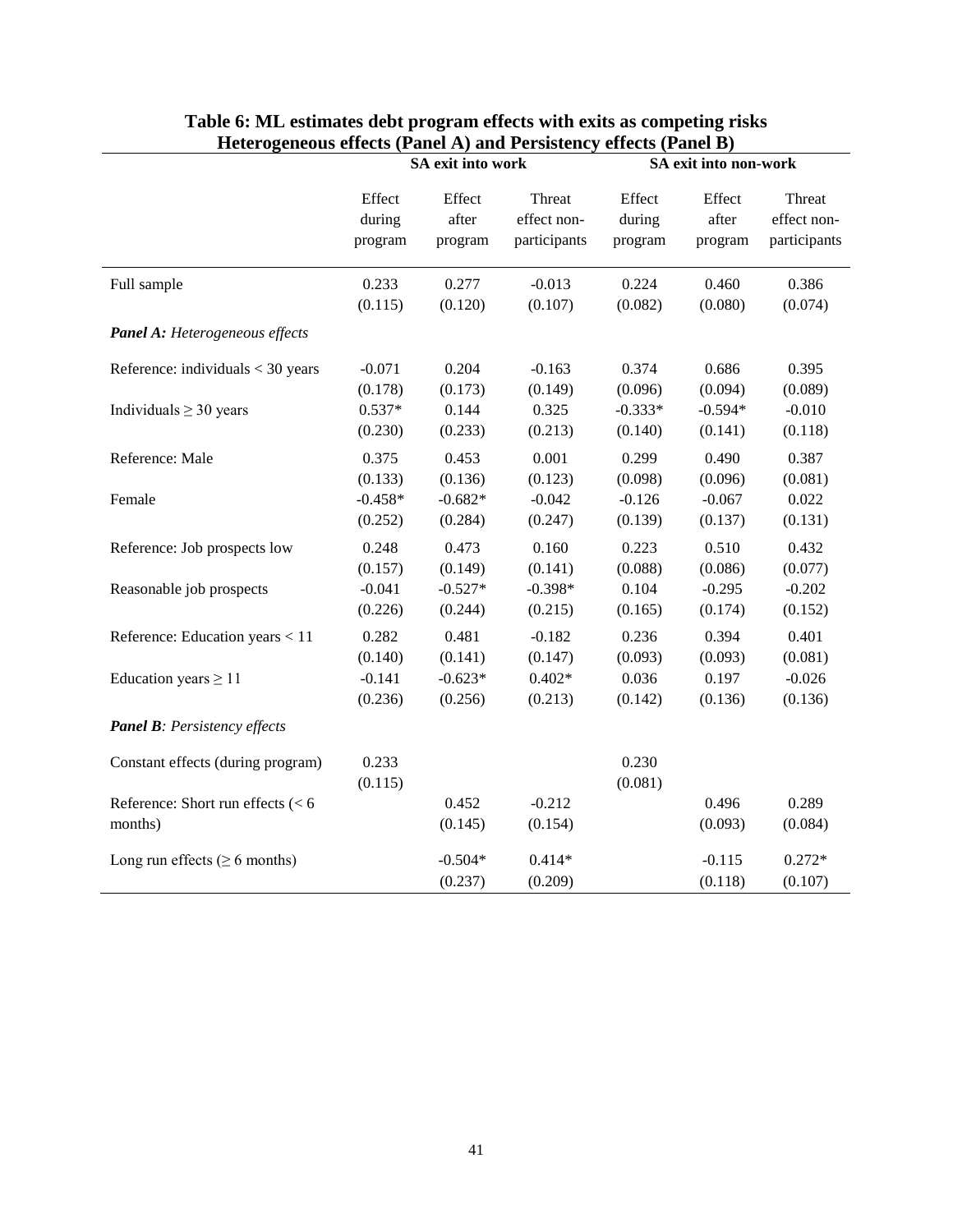**Table 6: ML estimates debt program effects with exits as competing risks Heterogeneous effects (Panel A) and Persistency effects (Panel B)**

| | SA exit into work | | | SA exit into non-work | | |
|---|---|---|---|---|---|---|
| | Effect during program | Effect after program | Threat effect non-participants | Effect during program | Effect after program | Threat effect non-participants |
| Full sample | 0.233 | 0.277 | -0.013 | 0.224 | 0.460 | 0.386 |
| | (0.115) | (0.120) | (0.107) | (0.082) | (0.080) | (0.074) |
| ***Panel A:** Heterogeneous effects* | | | | | | |
| Reference: individuals < 30 years | -0.071 | 0.204 | -0.163 | 0.374 | 0.686 | 0.395 |
| | (0.178) | (0.173) | (0.149) | (0.096) | (0.094) | (0.089) |
| Individuals ≥ 30 years | 0.537* | 0.144 | 0.325 | -0.333* | -0.594* | -0.010 |
| | (0.230) | (0.233) | (0.213) | (0.140) | (0.141) | (0.118) |
| Reference: Male | 0.375 | 0.453 | 0.001 | 0.299 | 0.490 | 0.387 |
| | (0.133) | (0.136) | (0.123) | (0.098) | (0.096) | (0.081) |
| Female | -0.458* | -0.682* | -0.042 | -0.126 | -0.067 | 0.022 |
| | (0.252) | (0.284) | (0.247) | (0.139) | (0.137) | (0.131) |
| Reference: Job prospects low | 0.248 | 0.473 | 0.160 | 0.223 | 0.510 | 0.432 |
| | (0.157) | (0.149) | (0.141) | (0.088) | (0.086) | (0.077) |
| Reasonable job prospects | -0.041 | -0.527* | -0.398* | 0.104 | -0.295 | -0.202 |
| | (0.226) | (0.244) | (0.215) | (0.165) | (0.174) | (0.152) |
| Reference: Education years < 11 | 0.282 | 0.481 | -0.182 | 0.236 | 0.394 | 0.401 |
| | (0.140) | (0.141) | (0.147) | (0.093) | (0.093) | (0.081) |
| Education years ≥ 11 | -0.141 | -0.623* | 0.402* | 0.036 | 0.197 | -0.026 |
| | (0.236) | (0.256) | (0.213) | (0.142) | (0.136) | (0.136) |
| ***Panel B**: Persistency effects* | | | | | | |
| Constant effects (during program) | 0.233 | | | 0.230 | | |
| | (0.115) | | | (0.081) | | |
| Reference: Short run effects (< 6 months) | | 0.452 | -0.212 | | 0.496 | 0.289 |
| | | (0.145) | (0.154) | | (0.093) | (0.084) |
| Long run effects (≥ 6 months) | | -0.504* | 0.414* | | -0.115 | 0.272* |
| | | (0.237) | (0.209) | | (0.118) | (0.107) |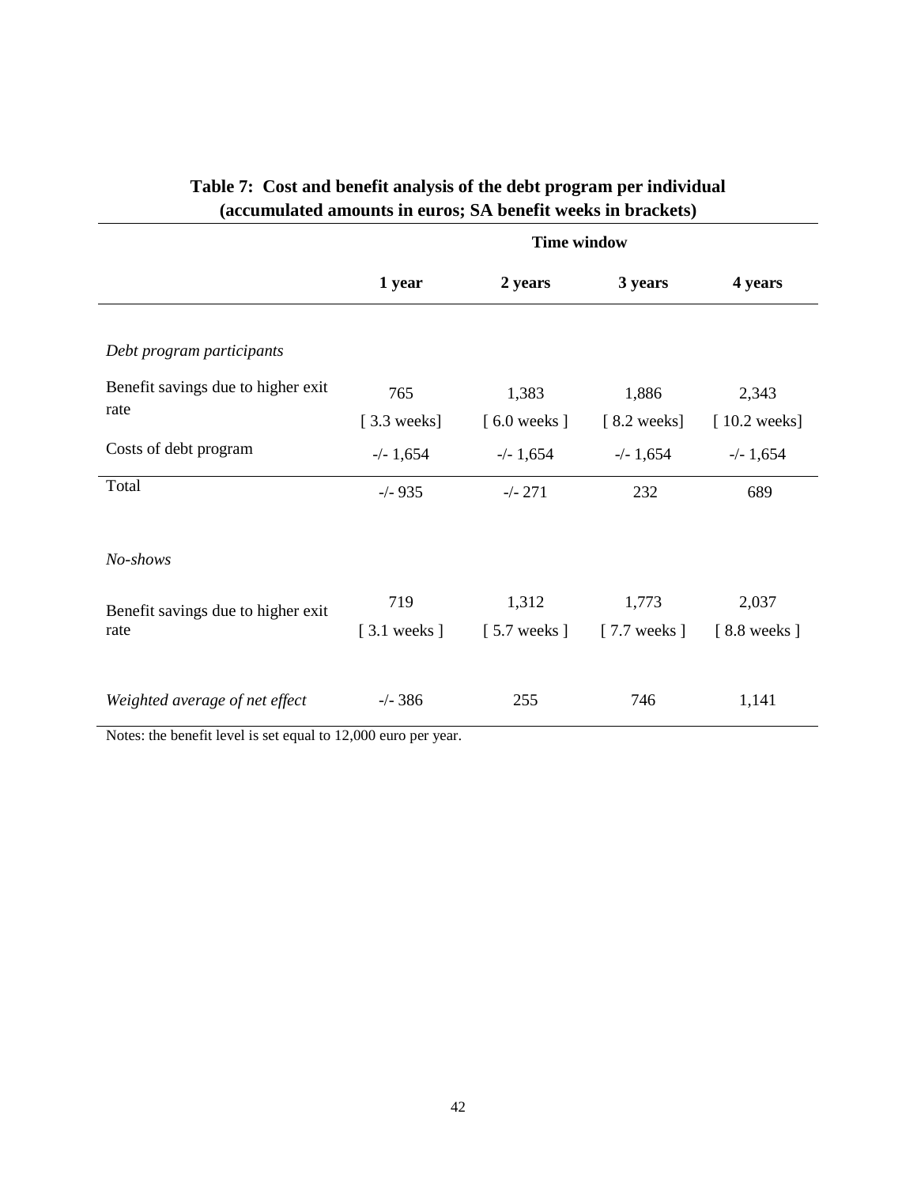**Table 7: Cost and benefit analysis of the debt program per individual (accumulated amounts in euros; SA benefit weeks in brackets)**

| | Time window | | | |
|---|---|---|---|---|
| | **1 year** | **2 years** | **3 years** | **4 years** |
| *Debt program participants* | | | | |
| Benefit savings due to higher exit rate | 765 [ 3.3 weeks] | 1,383 [ 6.0 weeks ] | 1,886 [ 8.2 weeks] | 2,343 [ 10.2 weeks] |
| Costs of debt program | -/- 1,654 | -/- 1,654 | -/- 1,654 | -/- 1,654 |
| Total | -/- 935 | -/- 271 | 232 | 689 |
| *No-shows* | | | | |
| Benefit savings due to higher exit rate | 719 [ 3.1 weeks ] | 1,312 [ 5.7 weeks ] | 1,773 [ 7.7 weeks ] | 2,037 [ 8.8 weeks ] |
| *Weighted average of net effect* | -/- 386 | 255 | 746 | 1,141 |

Notes: the benefit level is set equal to 12,000 euro per year.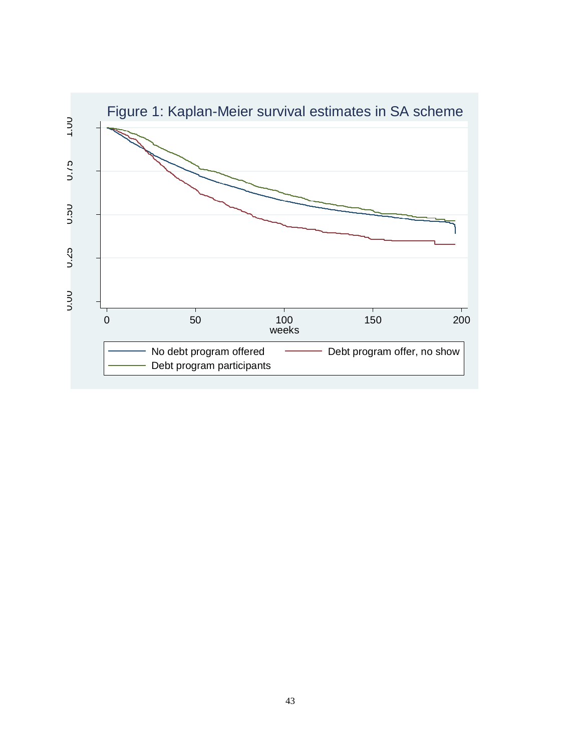Figure 1: Kaplan-Meier survival estimates in SA scheme

weeks

No debt program offered

Debt program offer, no show

Debt program participants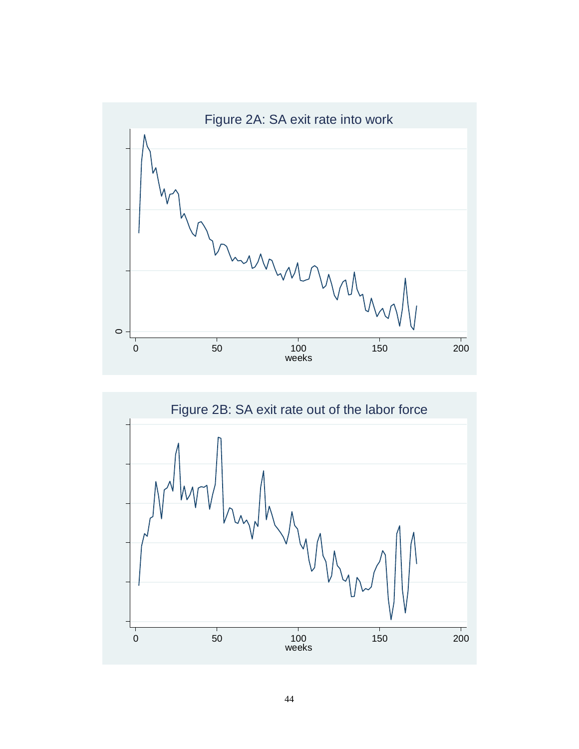Figure 2A: SA exit rate into work

Figure 2B: SA exit rate out of the labor force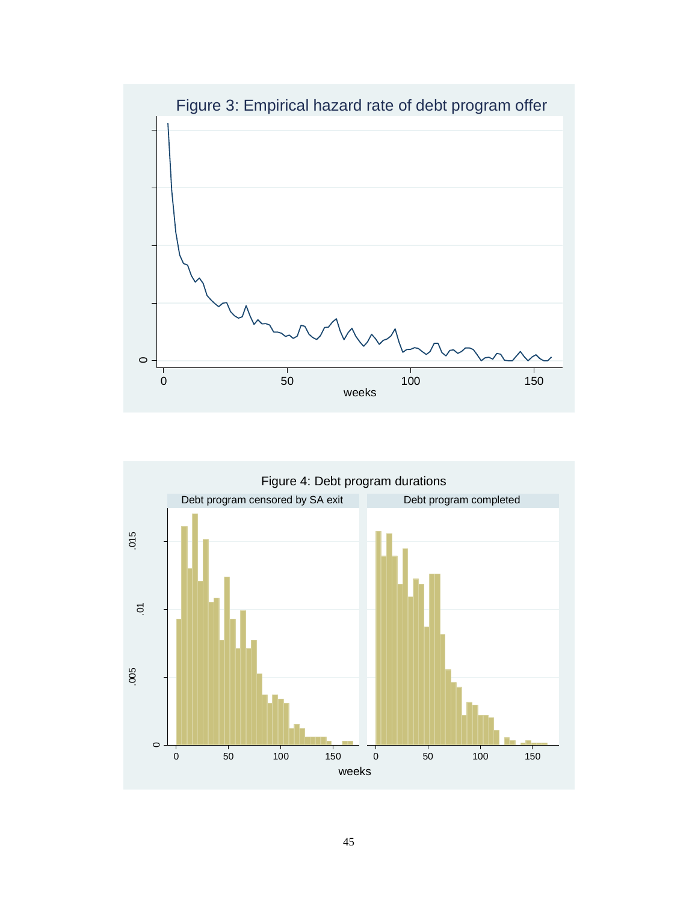Figure 3: Empirical hazard rate of debt program offer

Figure 4: Debt program durations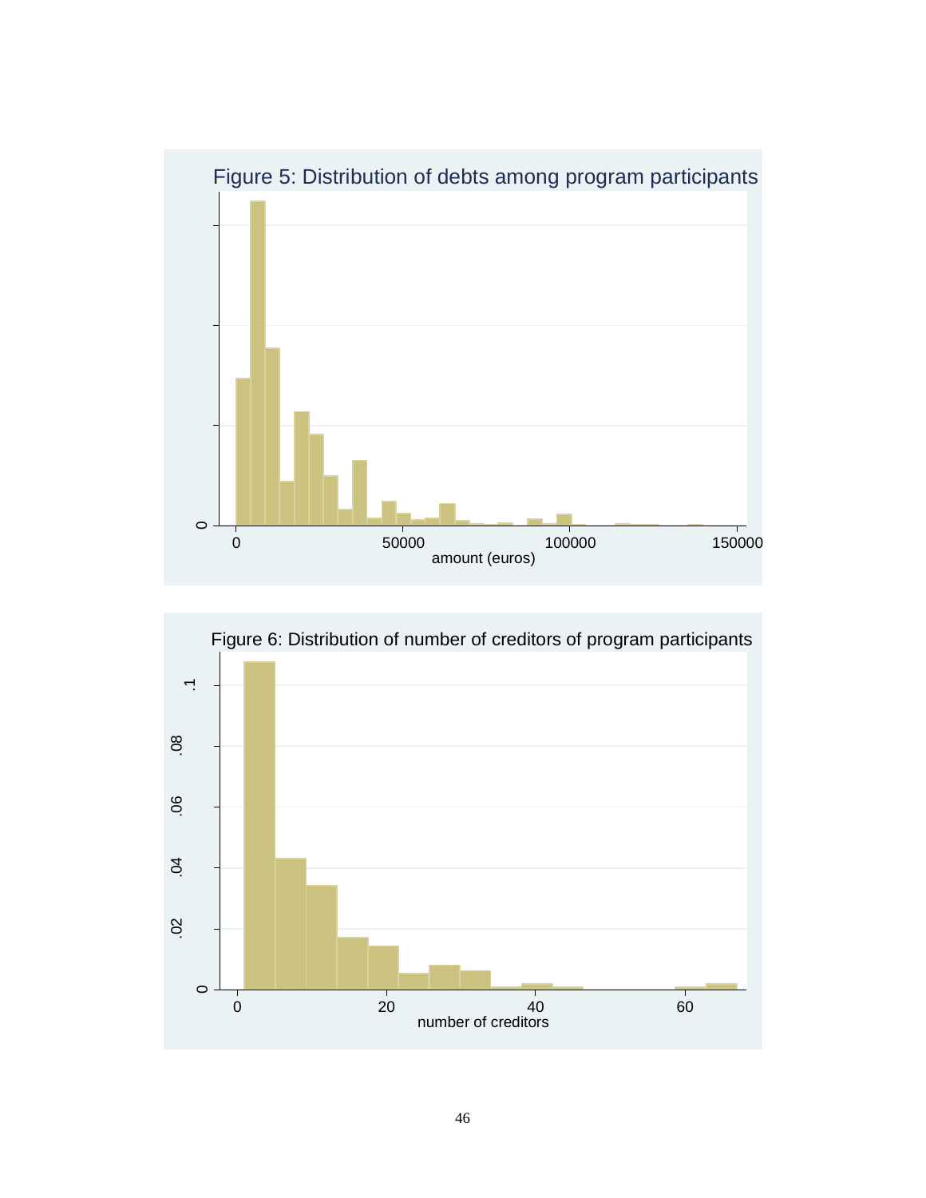Figure 5: Distribution of debts among program participants

Figure 6: Distribution of number of creditors of program participants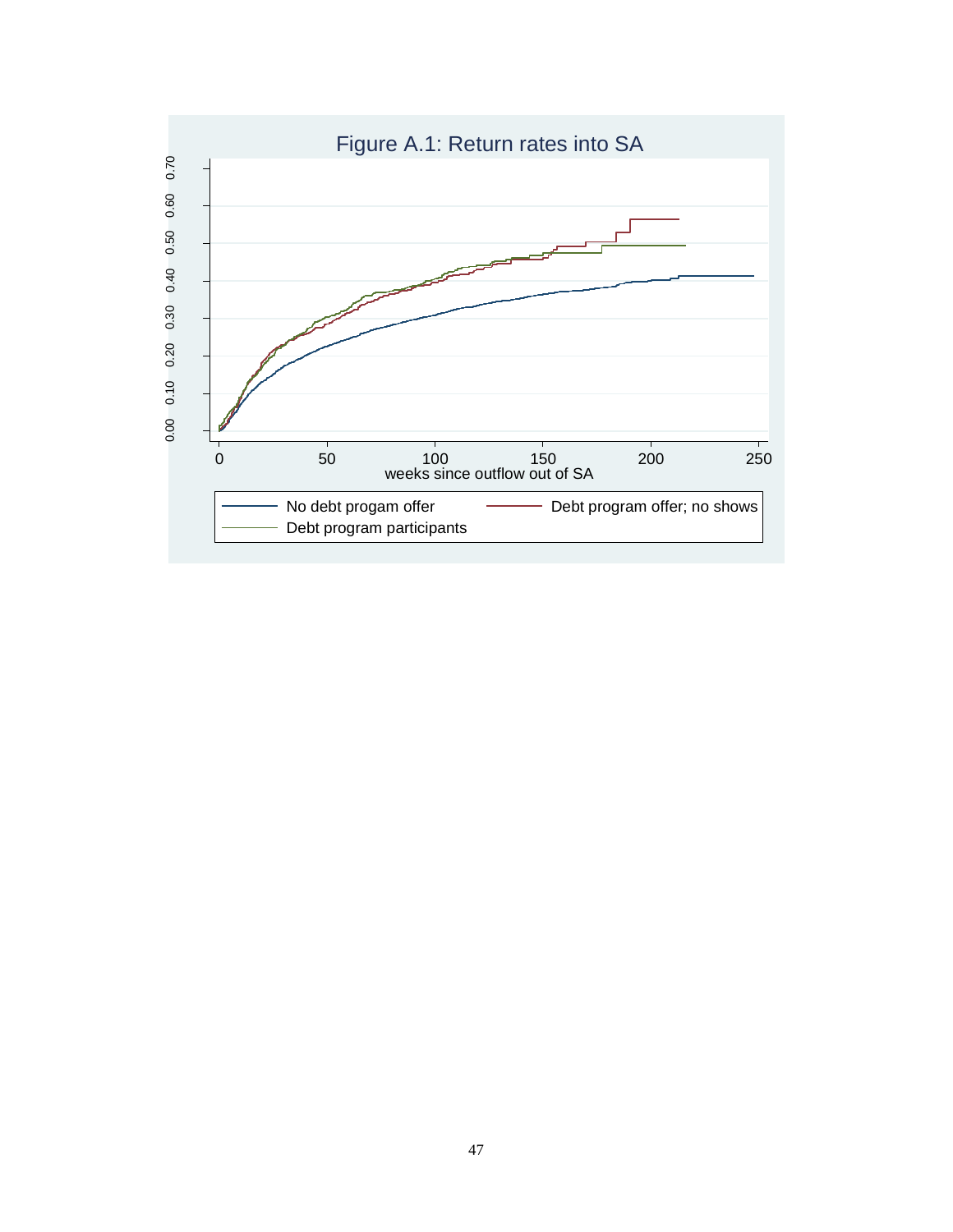Figure A.1: Return rates into SA

0.00 0.10 0.20 0.30 0.40 0.50 0.60 0.70

0 50 100 150 200 250

weeks since outflow out of SA

No debt progam offer

Debt program offer; no shows

Debt program participants